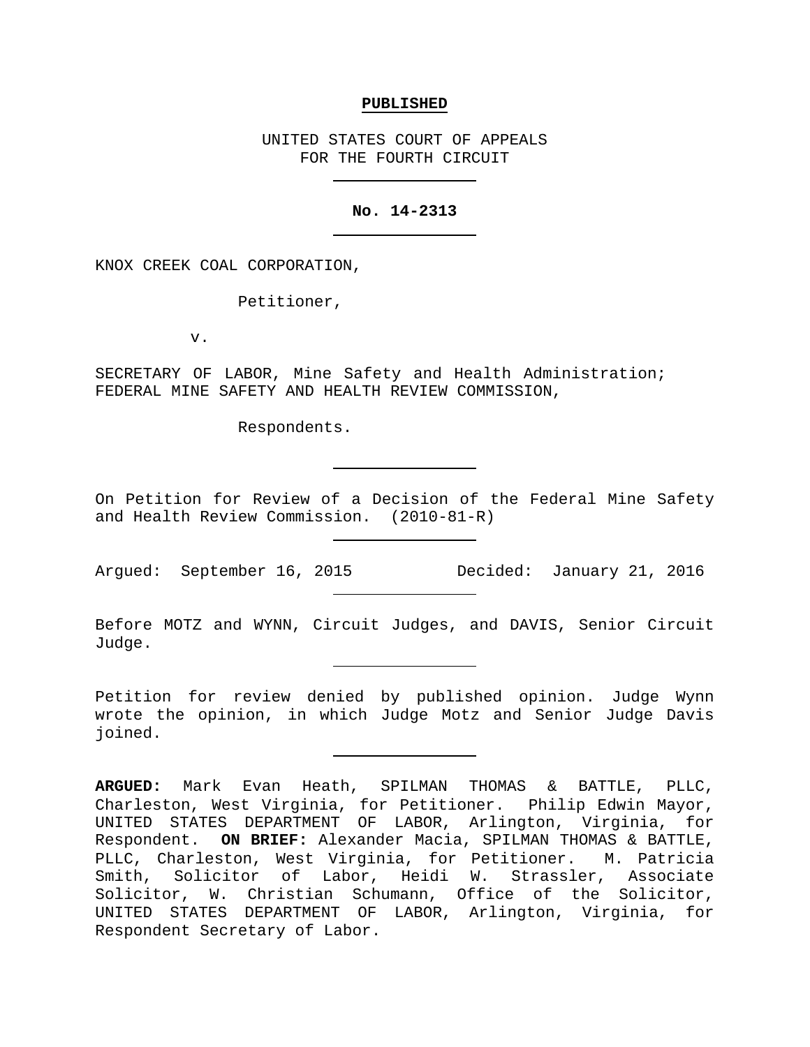**PUBLISHED**

UNITED STATES COURT OF APPEALS
FOR THE FOURTH CIRCUIT

---

**No. 14-2313**

---

KNOX CREEK COAL CORPORATION,

Petitioner,

v.

SECRETARY OF LABOR, Mine Safety and Health Administration; FEDERAL MINE SAFETY AND HEALTH REVIEW COMMISSION,

Respondents.

---

On Petition for Review of a Decision of the Federal Mine Safety and Health Review Commission. (2010-81-R)

---

Argued: September 16, 2015 Decided: January 21, 2016

---

Before MOTZ and WYNN, Circuit Judges, and DAVIS, Senior Circuit Judge.

---

Petition for review denied by published opinion. Judge Wynn wrote the opinion, in which Judge Motz and Senior Judge Davis joined.

---

**ARGUED:** Mark Evan Heath, SPILMAN THOMAS & BATTLE, PLLC, Charleston, West Virginia, for Petitioner. Philip Edwin Mayor, UNITED STATES DEPARTMENT OF LABOR, Arlington, Virginia, for Respondent. **ON BRIEF:** Alexander Macia, SPILMAN THOMAS & BATTLE, PLLC, Charleston, West Virginia, for Petitioner. M. Patricia Smith, Solicitor of Labor, Heidi W. Strassler, Associate Solicitor, W. Christian Schumann, Office of the Solicitor, UNITED STATES DEPARTMENT OF LABOR, Arlington, Virginia, for Respondent Secretary of Labor.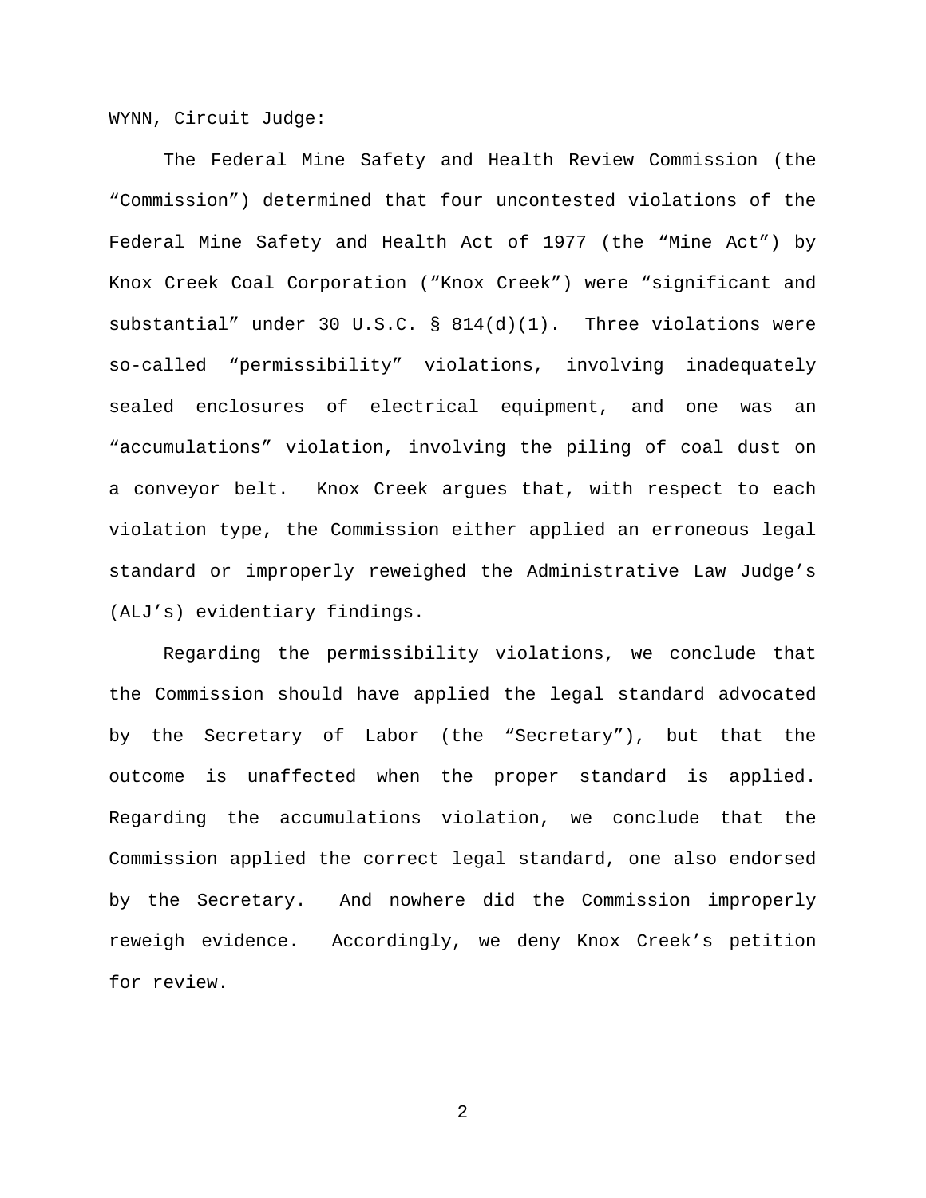WYNN, Circuit Judge:

The Federal Mine Safety and Health Review Commission (the "Commission") determined that four uncontested violations of the Federal Mine Safety and Health Act of 1977 (the "Mine Act") by Knox Creek Coal Corporation ("Knox Creek") were "significant and substantial" under 30 U.S.C. § 814(d)(1). Three violations were so-called "permissibility" violations, involving inadequately sealed enclosures of electrical equipment, and one was an "accumulations" violation, involving the piling of coal dust on a conveyor belt. Knox Creek argues that, with respect to each violation type, the Commission either applied an erroneous legal standard or improperly reweighed the Administrative Law Judge's (ALJ's) evidentiary findings.

Regarding the permissibility violations, we conclude that the Commission should have applied the legal standard advocated by the Secretary of Labor (the "Secretary"), but that the outcome is unaffected when the proper standard is applied. Regarding the accumulations violation, we conclude that the Commission applied the correct legal standard, one also endorsed by the Secretary. And nowhere did the Commission improperly reweigh evidence. Accordingly, we deny Knox Creek's petition for review.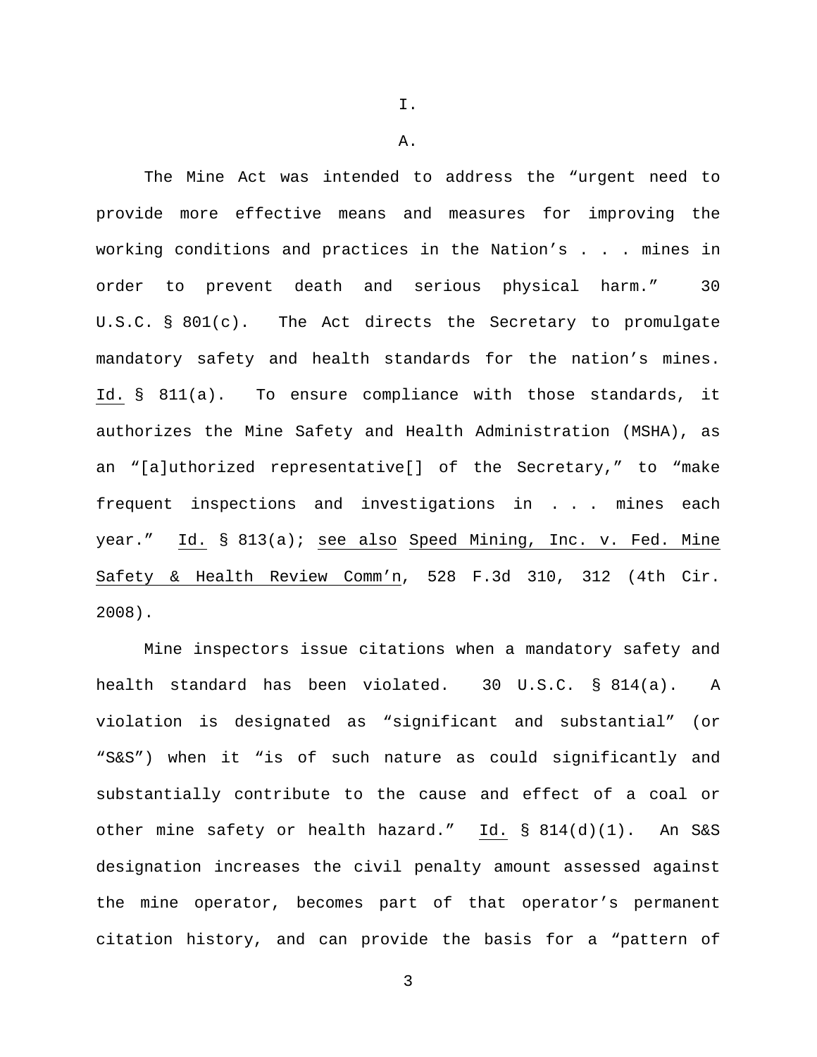# I.

## A.

The Mine Act was intended to address the "urgent need to provide more effective means and measures for improving the working conditions and practices in the Nation's . . . mines in order to prevent death and serious physical harm." 30 U.S.C. § 801(c). The Act directs the Secretary to promulgate mandatory safety and health standards for the nation's mines. Id. § 811(a). To ensure compliance with those standards, it authorizes the Mine Safety and Health Administration (MSHA), as an "[a]uthorized representative[] of the Secretary," to "make frequent inspections and investigations in . . . mines each year." Id. § 813(a); see also Speed Mining, Inc. v. Fed. Mine Safety & Health Review Comm'n, 528 F.3d 310, 312 (4th Cir. 2008).

Mine inspectors issue citations when a mandatory safety and health standard has been violated. 30 U.S.C. § 814(a). A violation is designated as "significant and substantial" (or "S&S") when it "is of such nature as could significantly and substantially contribute to the cause and effect of a coal or other mine safety or health hazard." Id. § 814(d)(1). An S&S designation increases the civil penalty amount assessed against the mine operator, becomes part of that operator's permanent citation history, and can provide the basis for a "pattern of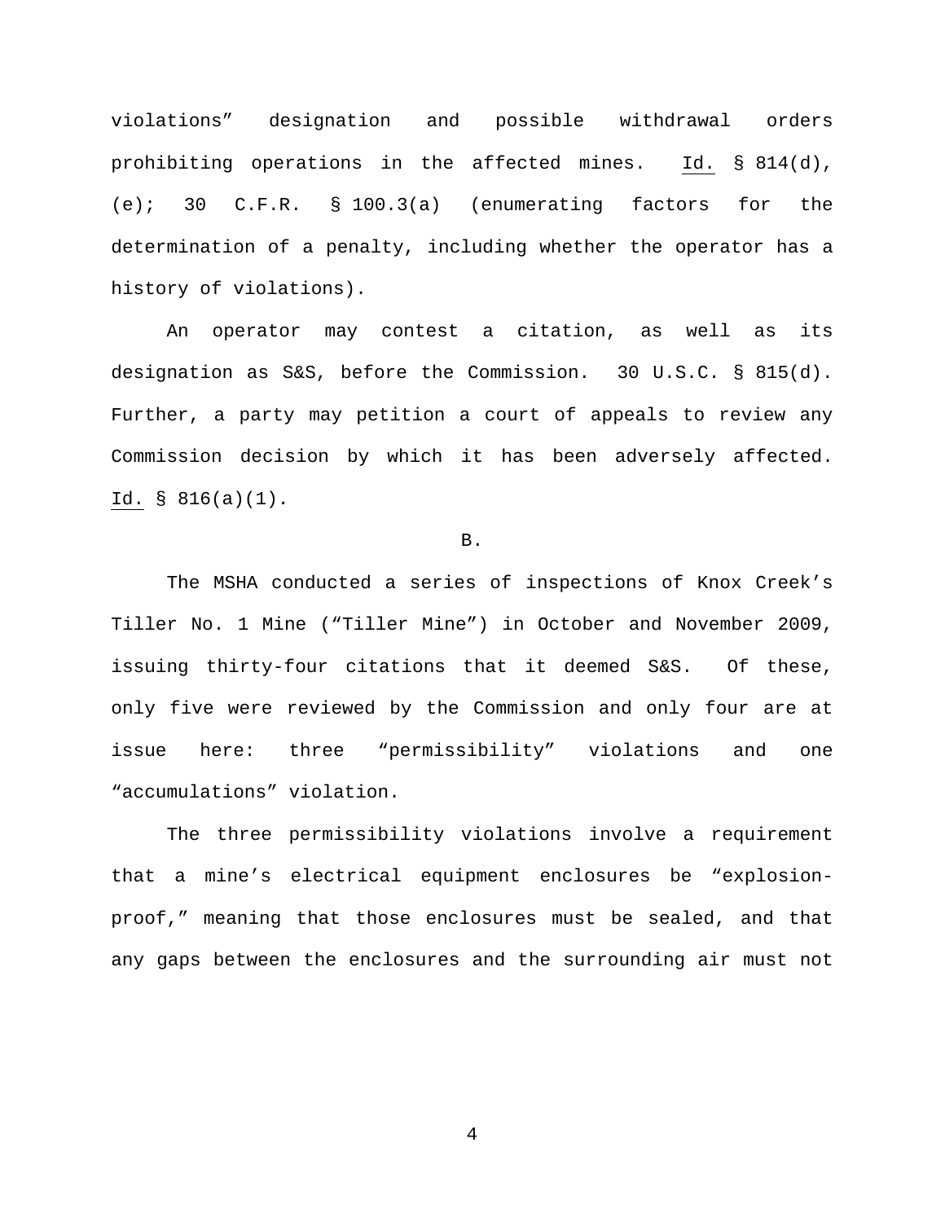violations” designation and possible withdrawal orders prohibiting operations in the affected mines. Id. § 814(d), (e); 30 C.F.R. § 100.3(a) (enumerating factors for the determination of a penalty, including whether the operator has a history of violations).

An operator may contest a citation, as well as its designation as S&S, before the Commission. 30 U.S.C. § 815(d). Further, a party may petition a court of appeals to review any Commission decision by which it has been adversely affected. Id. § 816(a)(1).

B.

The MSHA conducted a series of inspections of Knox Creek’s Tiller No. 1 Mine (“Tiller Mine”) in October and November 2009, issuing thirty-four citations that it deemed S&S. Of these, only five were reviewed by the Commission and only four are at issue here: three “permissibility” violations and one “accumulations” violation.

The three permissibility violations involve a requirement that a mine’s electrical equipment enclosures be “explosion-proof,” meaning that those enclosures must be sealed, and that any gaps between the enclosures and the surrounding air must not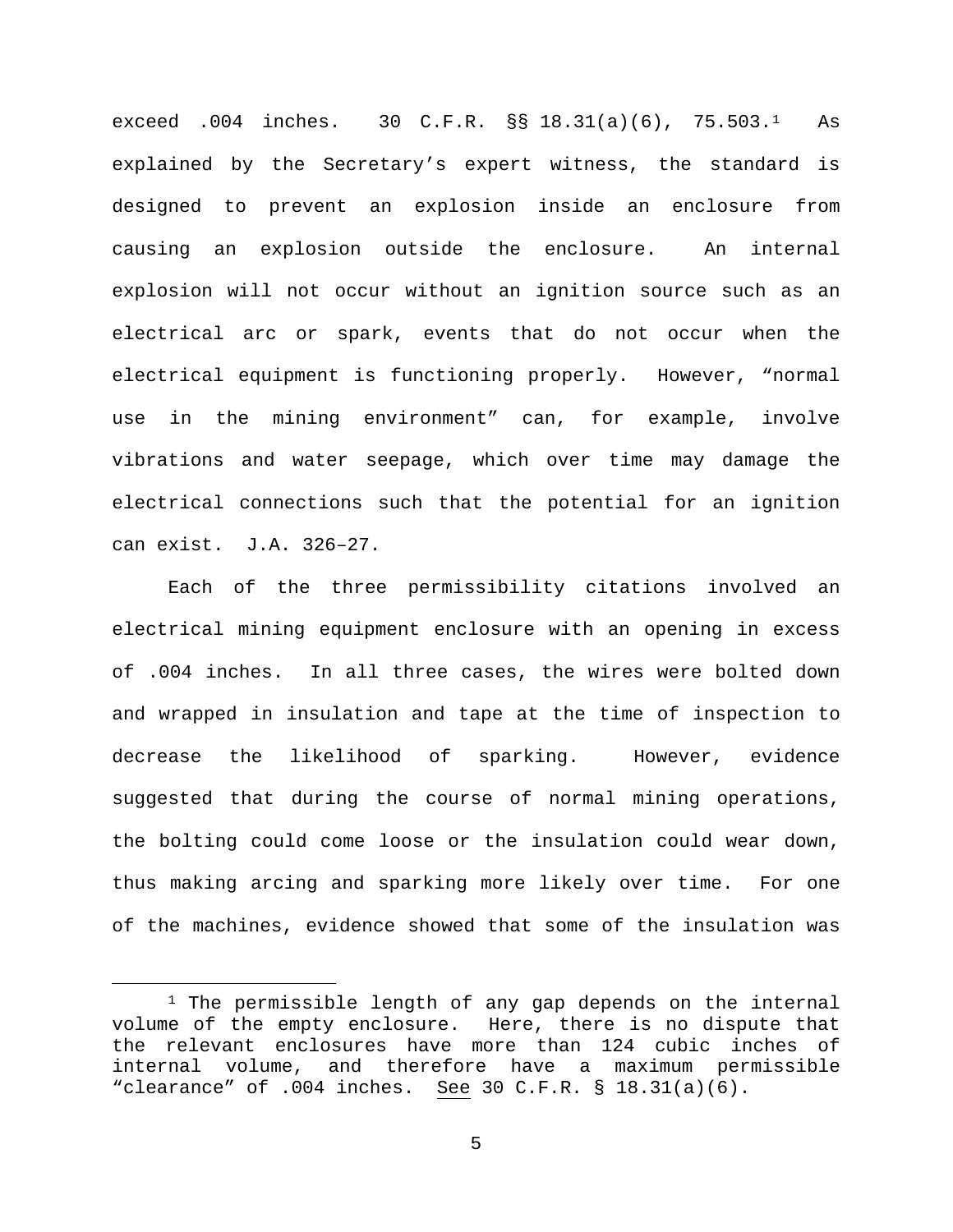exceed .004 inches. 30 C.F.R. §§ 18.31(a)(6), 75.503.[1] As explained by the Secretary's expert witness, the standard is designed to prevent an explosion inside an enclosure from causing an explosion outside the enclosure. An internal explosion will not occur without an ignition source such as an electrical arc or spark, events that do not occur when the electrical equipment is functioning properly. However, "normal use in the mining environment" can, for example, involve vibrations and water seepage, which over time may damage the electrical connections such that the potential for an ignition can exist. J.A. 326–27.

Each of the three permissibility citations involved an electrical mining equipment enclosure with an opening in excess of .004 inches. In all three cases, the wires were bolted down and wrapped in insulation and tape at the time of inspection to decrease the likelihood of sparking. However, evidence suggested that during the course of normal mining operations, the bolting could come loose or the insulation could wear down, thus making arcing and sparking more likely over time. For one of the machines, evidence showed that some of the insulation was

---

[1] The permissible length of any gap depends on the internal volume of the empty enclosure. Here, there is no dispute that the relevant enclosures have more than 124 cubic inches of internal volume, and therefore have a maximum permissible "clearance" of .004 inches. See 30 C.F.R. § 18.31(a)(6).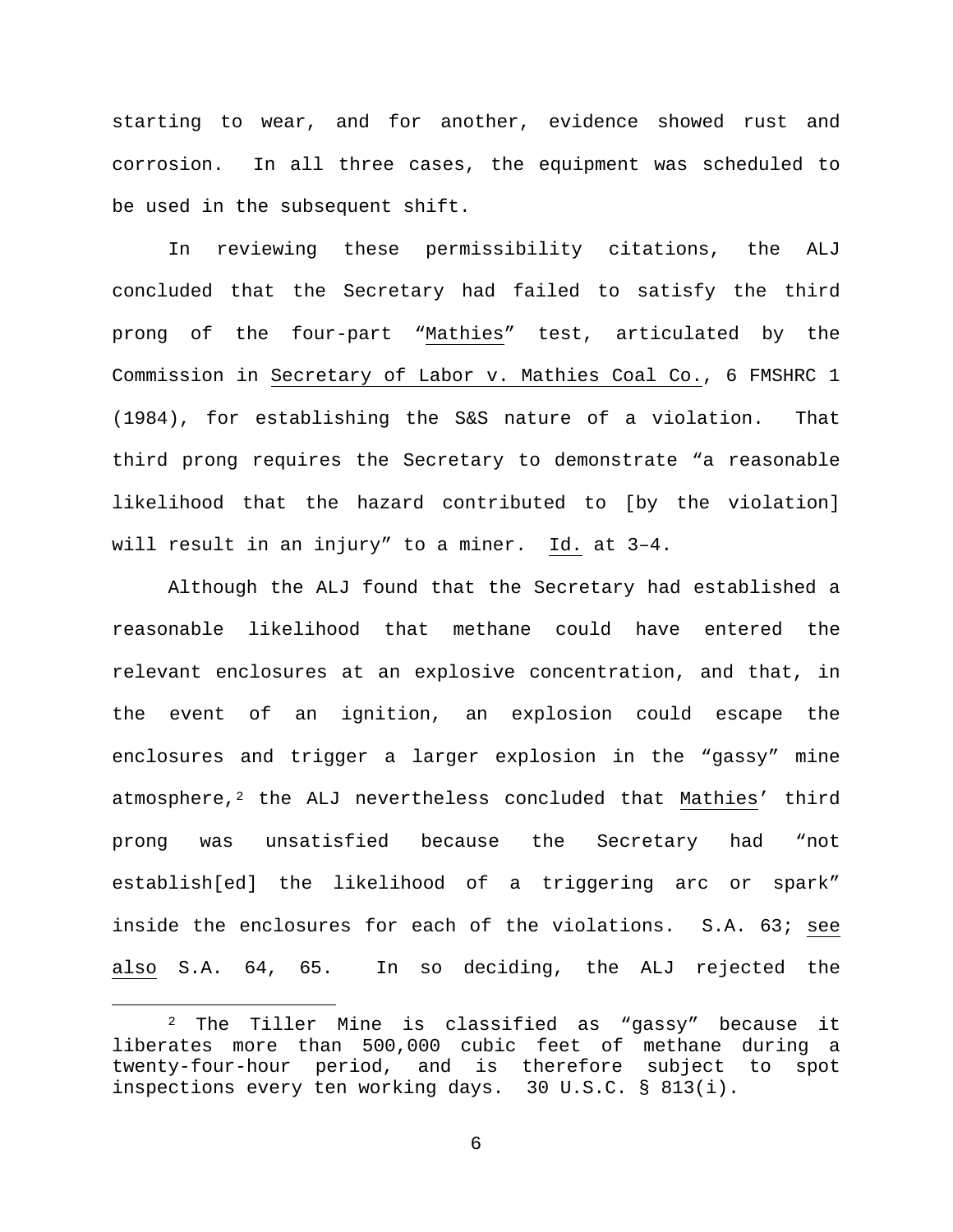starting to wear, and for another, evidence showed rust and corrosion. In all three cases, the equipment was scheduled to be used in the subsequent shift.

In reviewing these permissibility citations, the ALJ concluded that the Secretary had failed to satisfy the third prong of the four-part "Mathies" test, articulated by the Commission in Secretary of Labor v. Mathies Coal Co., 6 FMSHRC 1 (1984), for establishing the S&S nature of a violation. That third prong requires the Secretary to demonstrate "a reasonable likelihood that the hazard contributed to [by the violation] will result in an injury" to a miner. Id. at 3–4.

Although the ALJ found that the Secretary had established a reasonable likelihood that methane could have entered the relevant enclosures at an explosive concentration, and that, in the event of an ignition, an explosion could escape the enclosures and trigger a larger explosion in the "gassy" mine atmosphere,[2] the ALJ nevertheless concluded that Mathies' third prong was unsatisfied because the Secretary had "not establish[ed] the likelihood of a triggering arc or spark" inside the enclosures for each of the violations. S.A. 63; see also S.A. 64, 65. In so deciding, the ALJ rejected the

---

[2] The Tiller Mine is classified as "gassy" because it liberates more than 500,000 cubic feet of methane during a twenty-four-hour period, and is therefore subject to spot inspections every ten working days. 30 U.S.C. § 813(i).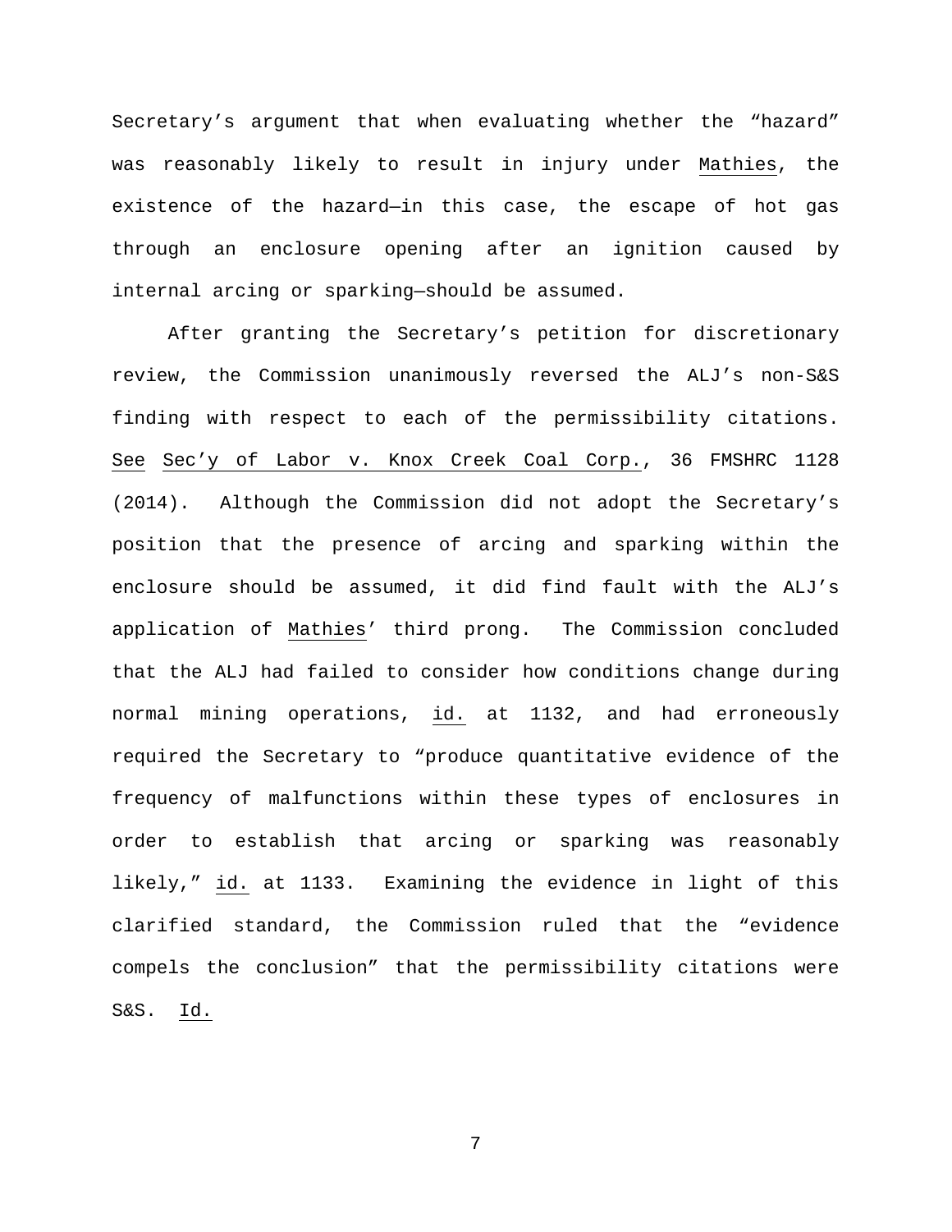Secretary's argument that when evaluating whether the "hazard" was reasonably likely to result in injury under Mathies, the existence of the hazard—in this case, the escape of hot gas through an enclosure opening after an ignition caused by internal arcing or sparking—should be assumed.

After granting the Secretary's petition for discretionary review, the Commission unanimously reversed the ALJ's non-S&S finding with respect to each of the permissibility citations. See Sec'y of Labor v. Knox Creek Coal Corp., 36 FMSHRC 1128 (2014). Although the Commission did not adopt the Secretary's position that the presence of arcing and sparking within the enclosure should be assumed, it did find fault with the ALJ's application of Mathies' third prong. The Commission concluded that the ALJ had failed to consider how conditions change during normal mining operations, id. at 1132, and had erroneously required the Secretary to "produce quantitative evidence of the frequency of malfunctions within these types of enclosures in order to establish that arcing or sparking was reasonably likely," id. at 1133. Examining the evidence in light of this clarified standard, the Commission ruled that the "evidence compels the conclusion" that the permissibility citations were S&S. Id.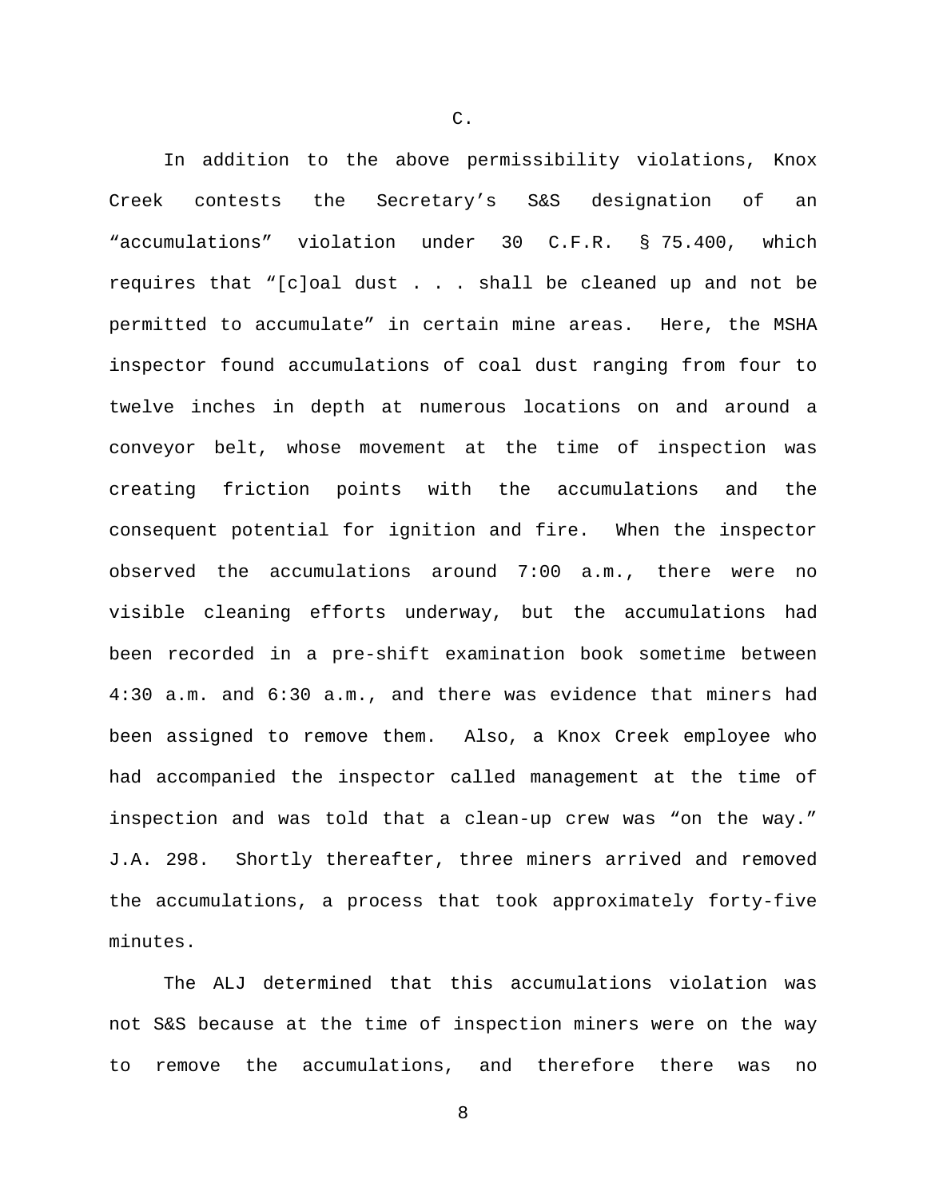C.

In addition to the above permissibility violations, Knox Creek contests the Secretary's S&S designation of an "accumulations" violation under 30 C.F.R. § 75.400, which requires that "[c]oal dust . . . shall be cleaned up and not be permitted to accumulate" in certain mine areas. Here, the MSHA inspector found accumulations of coal dust ranging from four to twelve inches in depth at numerous locations on and around a conveyor belt, whose movement at the time of inspection was creating friction points with the accumulations and the consequent potential for ignition and fire. When the inspector observed the accumulations around 7:00 a.m., there were no visible cleaning efforts underway, but the accumulations had been recorded in a pre-shift examination book sometime between 4:30 a.m. and 6:30 a.m., and there was evidence that miners had been assigned to remove them. Also, a Knox Creek employee who had accompanied the inspector called management at the time of inspection and was told that a clean-up crew was "on the way." J.A. 298. Shortly thereafter, three miners arrived and removed the accumulations, a process that took approximately forty-five minutes.

The ALJ determined that this accumulations violation was not S&S because at the time of inspection miners were on the way to remove the accumulations, and therefore there was no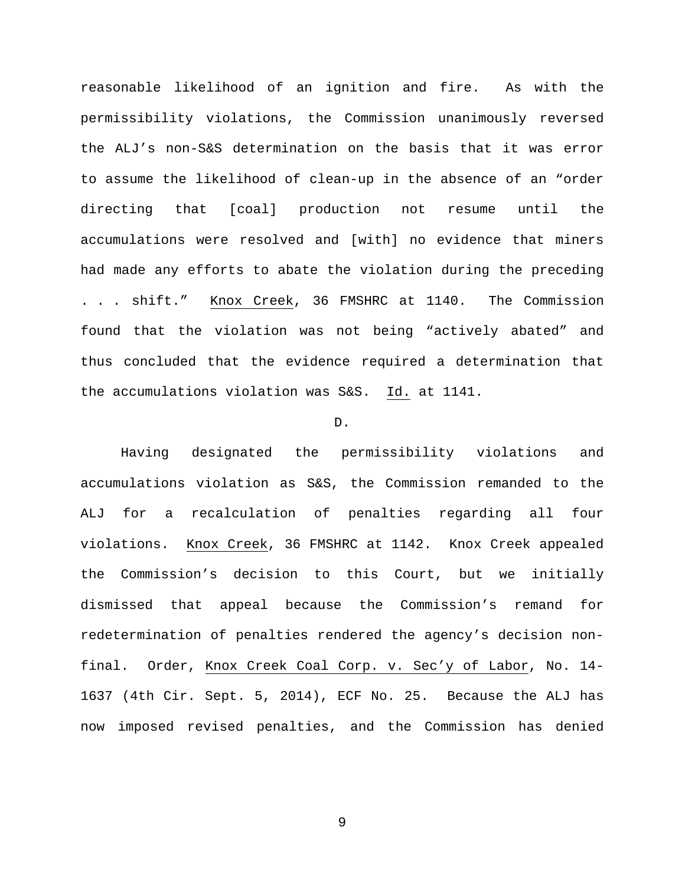reasonable likelihood of an ignition and fire. As with the permissibility violations, the Commission unanimously reversed the ALJ's non-S&S determination on the basis that it was error to assume the likelihood of clean-up in the absence of an "order directing that [coal] production not resume until the accumulations were resolved and [with] no evidence that miners had made any efforts to abate the violation during the preceding . . . shift." Knox Creek, 36 FMSHRC at 1140. The Commission found that the violation was not being "actively abated" and thus concluded that the evidence required a determination that the accumulations violation was S&S. Id. at 1141.

D.

Having designated the permissibility violations and accumulations violation as S&S, the Commission remanded to the ALJ for a recalculation of penalties regarding all four violations. Knox Creek, 36 FMSHRC at 1142. Knox Creek appealed the Commission's decision to this Court, but we initially dismissed that appeal because the Commission's remand for redetermination of penalties rendered the agency's decision non-final. Order, Knox Creek Coal Corp. v. Sec'y of Labor, No. 14-1637 (4th Cir. Sept. 5, 2014), ECF No. 25. Because the ALJ has now imposed revised penalties, and the Commission has denied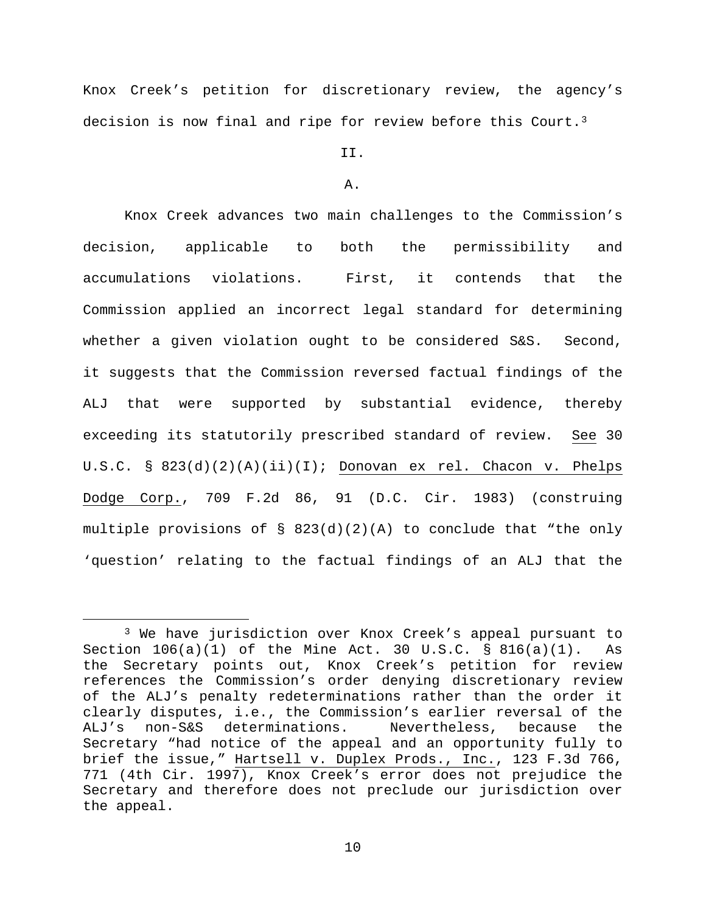Knox Creek's petition for discretionary review, the agency's decision is now final and ripe for review before this Court.[3]

II.

A.

Knox Creek advances two main challenges to the Commission's decision, applicable to both the permissibility and accumulations violations. First, it contends that the Commission applied an incorrect legal standard for determining whether a given violation ought to be considered S&S. Second, it suggests that the Commission reversed factual findings of the ALJ that were supported by substantial evidence, thereby exceeding its statutorily prescribed standard of review. See 30 U.S.C. § 823(d)(2)(A)(ii)(I); Donovan ex rel. Chacon v. Phelps Dodge Corp., 709 F.2d 86, 91 (D.C. Cir. 1983) (construing multiple provisions of § 823(d)(2)(A) to conclude that "the only 'question' relating to the factual findings of an ALJ that the

---

[3] We have jurisdiction over Knox Creek's appeal pursuant to Section 106(a)(1) of the Mine Act. 30 U.S.C. § 816(a)(1). As the Secretary points out, Knox Creek's petition for review references the Commission's order denying discretionary review of the ALJ's penalty redeterminations rather than the order it clearly disputes, i.e., the Commission's earlier reversal of the ALJ's non-S&S determinations. Nevertheless, because the Secretary "had notice of the appeal and an opportunity fully to brief the issue," Hartsell v. Duplex Prods., Inc., 123 F.3d 766, 771 (4th Cir. 1997), Knox Creek's error does not prejudice the Secretary and therefore does not preclude our jurisdiction over the appeal.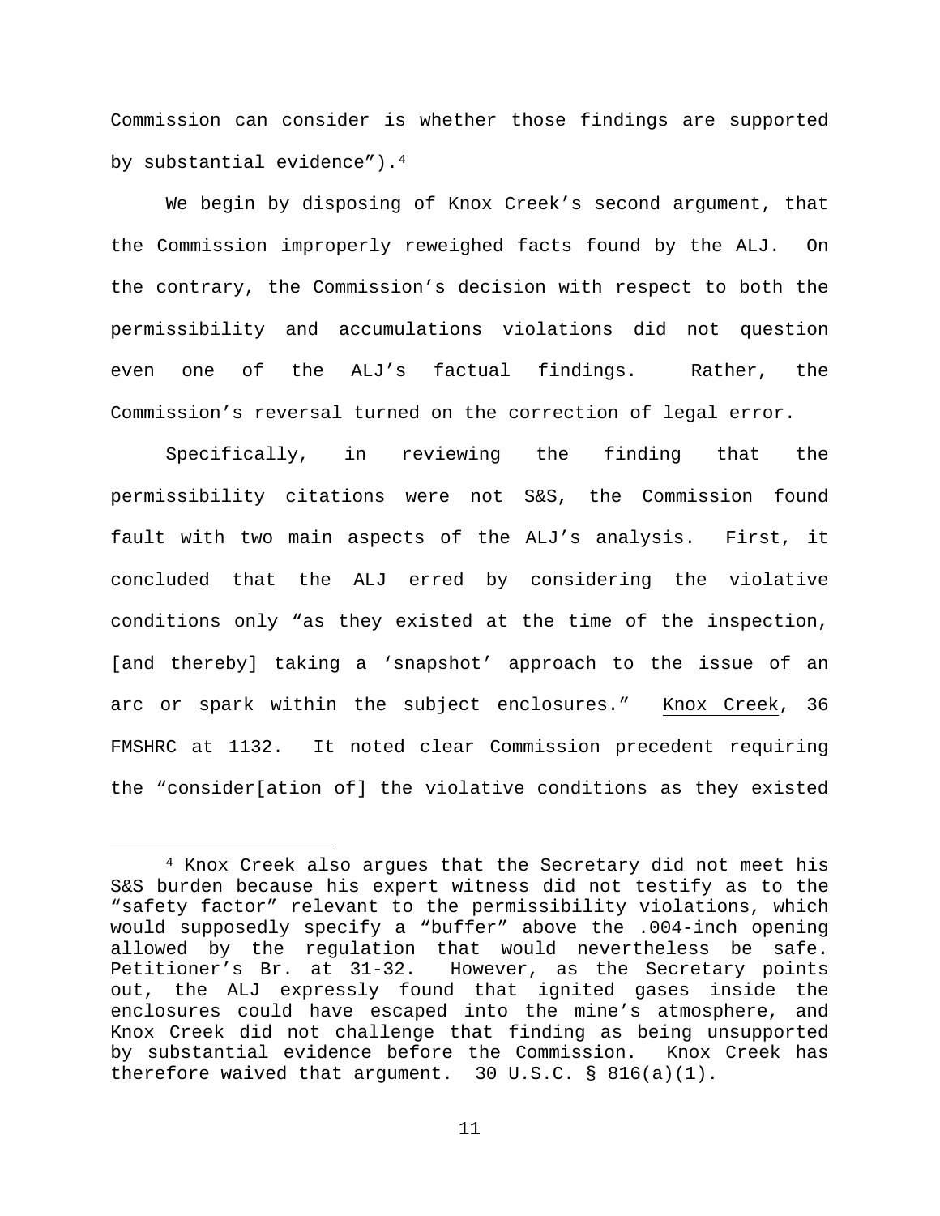Commission can consider is whether those findings are supported by substantial evidence").[4]

We begin by disposing of Knox Creek's second argument, that the Commission improperly reweighed facts found by the ALJ. On the contrary, the Commission's decision with respect to both the permissibility and accumulations violations did not question even one of the ALJ's factual findings. Rather, the Commission's reversal turned on the correction of legal error.

Specifically, in reviewing the finding that the permissibility citations were not S&S, the Commission found fault with two main aspects of the ALJ's analysis. First, it concluded that the ALJ erred by considering the violative conditions only "as they existed at the time of the inspection, [and thereby] taking a 'snapshot' approach to the issue of an arc or spark within the subject enclosures." Knox Creek, 36 FMSHRC at 1132. It noted clear Commission precedent requiring the "consider[ation of] the violative conditions as they existed

---

[4] Knox Creek also argues that the Secretary did not meet his S&S burden because his expert witness did not testify as to the "safety factor" relevant to the permissibility violations, which would supposedly specify a "buffer" above the .004-inch opening allowed by the regulation that would nevertheless be safe. Petitioner's Br. at 31-32. However, as the Secretary points out, the ALJ expressly found that ignited gases inside the enclosures could have escaped into the mine's atmosphere, and Knox Creek did not challenge that finding as being unsupported by substantial evidence before the Commission. Knox Creek has therefore waived that argument. 30 U.S.C. § 816(a)(1).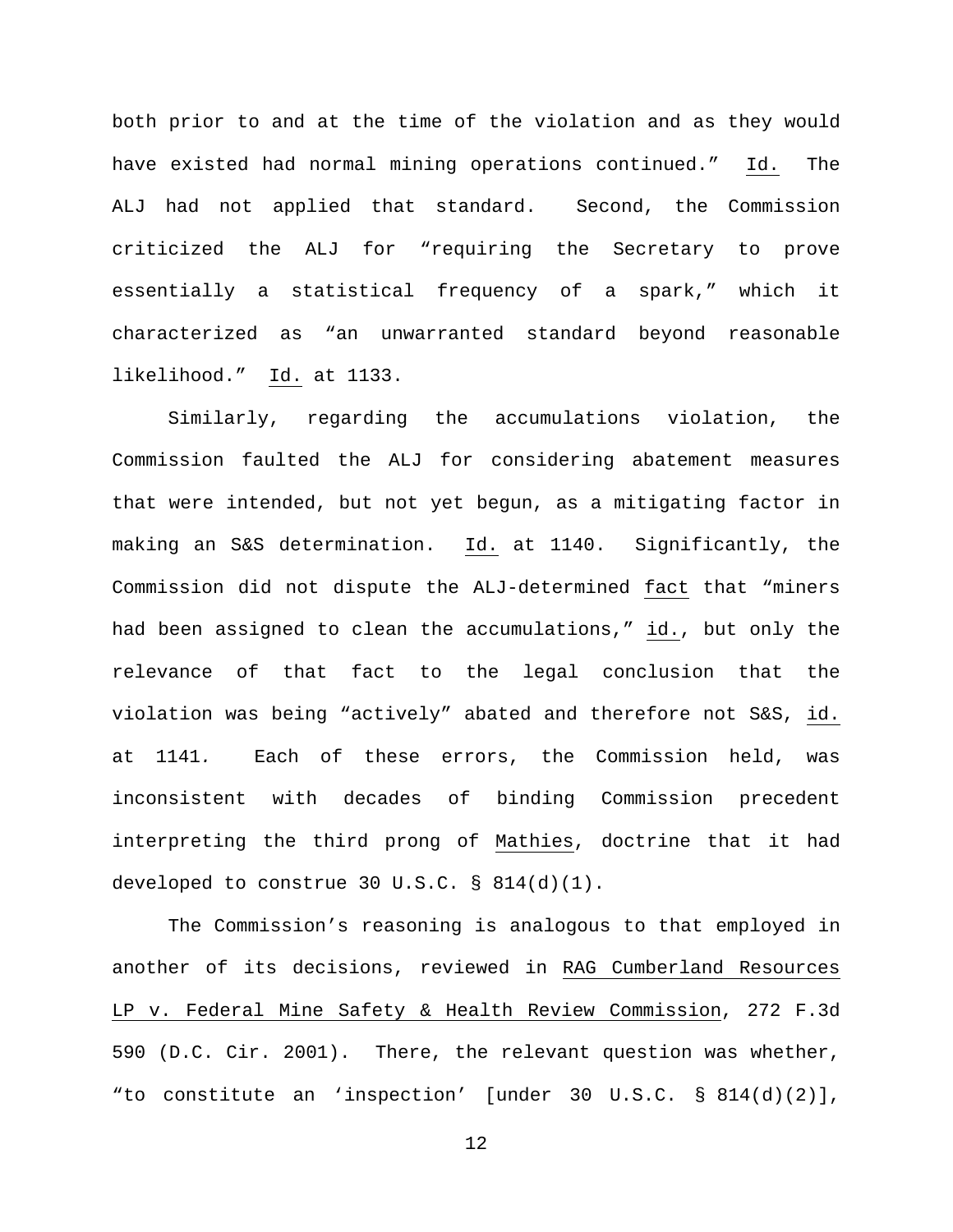both prior to and at the time of the violation and as they would have existed had normal mining operations continued." Id. The ALJ had not applied that standard. Second, the Commission criticized the ALJ for "requiring the Secretary to prove essentially a statistical frequency of a spark," which it characterized as "an unwarranted standard beyond reasonable likelihood." Id. at 1133.

Similarly, regarding the accumulations violation, the Commission faulted the ALJ for considering abatement measures that were intended, but not yet begun, as a mitigating factor in making an S&S determination. Id. at 1140. Significantly, the Commission did not dispute the ALJ-determined fact that "miners had been assigned to clean the accumulations," id., but only the relevance of that fact to the legal conclusion that the violation was being "actively" abated and therefore not S&S, id. at 1141. Each of these errors, the Commission held, was inconsistent with decades of binding Commission precedent interpreting the third prong of Mathies, doctrine that it had developed to construe 30 U.S.C. § 814(d)(1).

The Commission's reasoning is analogous to that employed in another of its decisions, reviewed in RAG Cumberland Resources LP v. Federal Mine Safety & Health Review Commission, 272 F.3d 590 (D.C. Cir. 2001). There, the relevant question was whether, "to constitute an 'inspection' [under 30 U.S.C. § 814(d)(2)],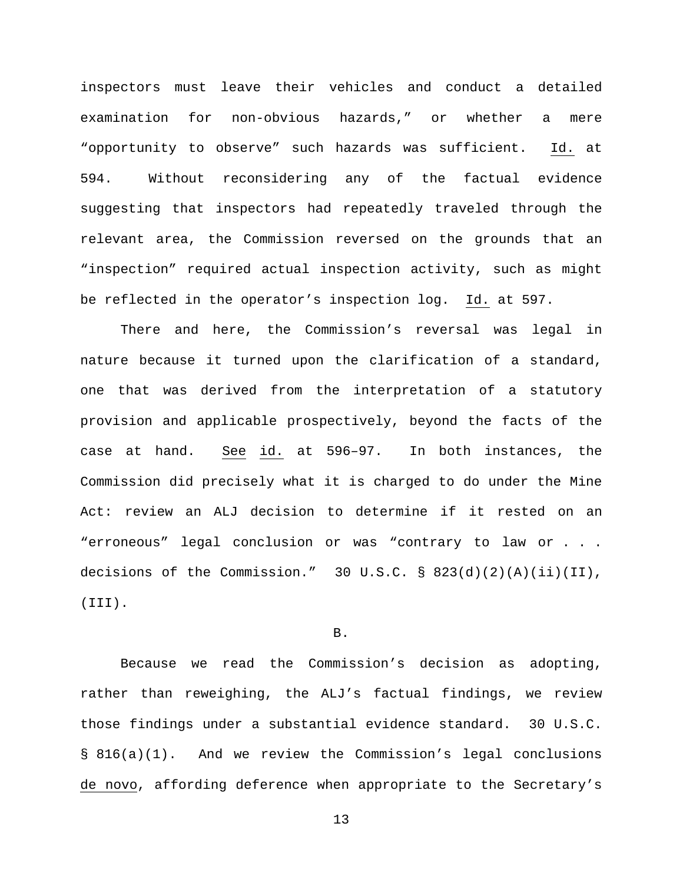inspectors must leave their vehicles and conduct a detailed examination for non-obvious hazards," or whether a mere "opportunity to observe" such hazards was sufficient. Id. at 594. Without reconsidering any of the factual evidence suggesting that inspectors had repeatedly traveled through the relevant area, the Commission reversed on the grounds that an "inspection" required actual inspection activity, such as might be reflected in the operator's inspection log. Id. at 597.

There and here, the Commission's reversal was legal in nature because it turned upon the clarification of a standard, one that was derived from the interpretation of a statutory provision and applicable prospectively, beyond the facts of the case at hand. See id. at 596–97. In both instances, the Commission did precisely what it is charged to do under the Mine Act: review an ALJ decision to determine if it rested on an "erroneous" legal conclusion or was "contrary to law or . . . decisions of the Commission." 30 U.S.C. § 823(d)(2)(A)(ii)(II), (III).

B.

Because we read the Commission's decision as adopting, rather than reweighing, the ALJ's factual findings, we review those findings under a substantial evidence standard. 30 U.S.C. § 816(a)(1). And we review the Commission's legal conclusions de novo, affording deference when appropriate to the Secretary's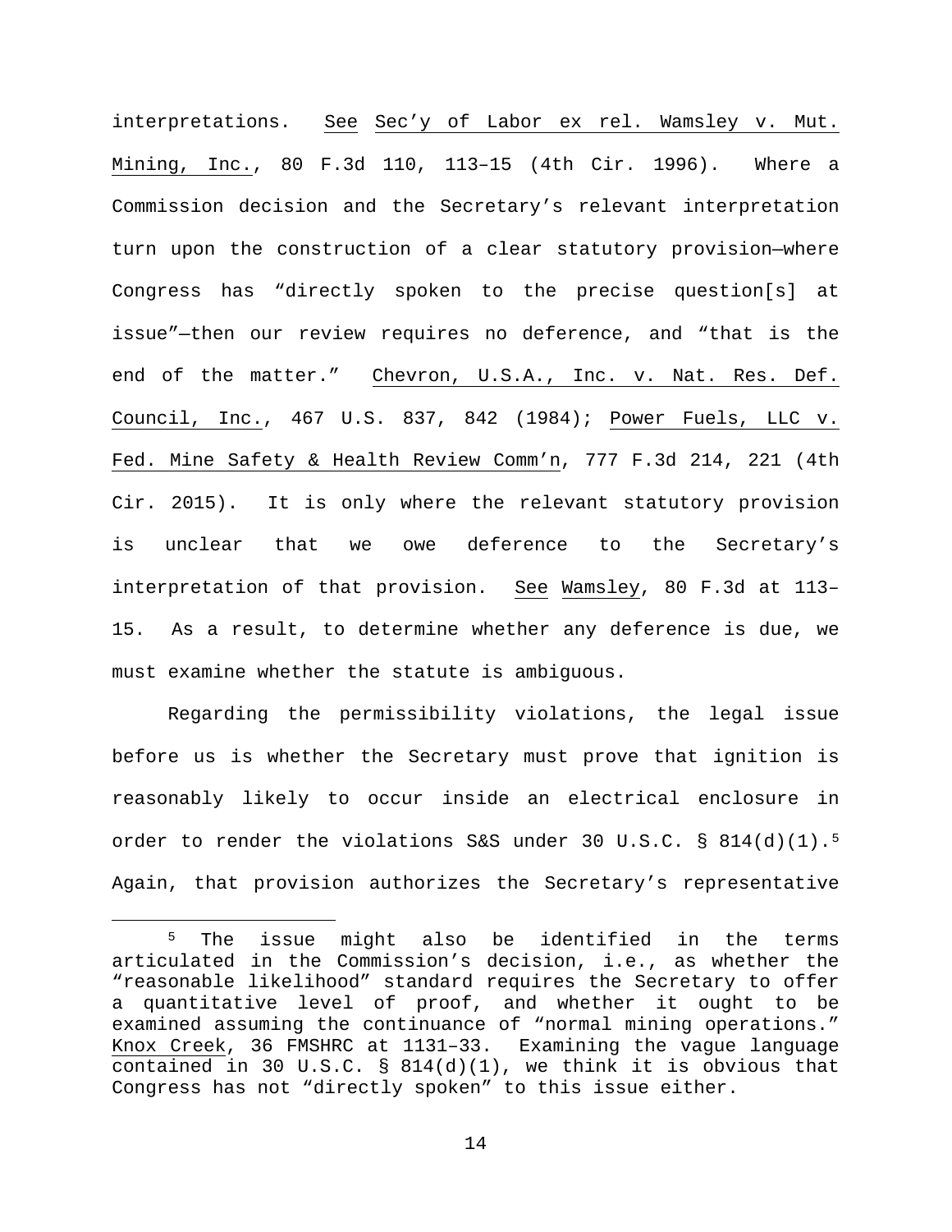interpretations. See Sec'y of Labor ex rel. Wamsley v. Mut. Mining, Inc., 80 F.3d 110, 113–15 (4th Cir. 1996). Where a Commission decision and the Secretary's relevant interpretation turn upon the construction of a clear statutory provision—where Congress has "directly spoken to the precise question[s] at issue"—then our review requires no deference, and "that is the end of the matter." Chevron, U.S.A., Inc. v. Nat. Res. Def. Council, Inc., 467 U.S. 837, 842 (1984); Power Fuels, LLC v. Fed. Mine Safety & Health Review Comm'n, 777 F.3d 214, 221 (4th Cir. 2015). It is only where the relevant statutory provision is unclear that we owe deference to the Secretary's interpretation of that provision. See Wamsley, 80 F.3d at 113–15. As a result, to determine whether any deference is due, we must examine whether the statute is ambiguous.

Regarding the permissibility violations, the legal issue before us is whether the Secretary must prove that ignition is reasonably likely to occur inside an electrical enclosure in order to render the violations S&S under 30 U.S.C. § 814(d)(1).[5] Again, that provision authorizes the Secretary's representative

---

[5] The issue might also be identified in the terms articulated in the Commission's decision, i.e., as whether the "reasonable likelihood" standard requires the Secretary to offer a quantitative level of proof, and whether it ought to be examined assuming the continuance of "normal mining operations." Knox Creek, 36 FMSHRC at 1131–33. Examining the vague language contained in 30 U.S.C. § 814(d)(1), we think it is obvious that Congress has not "directly spoken" to this issue either.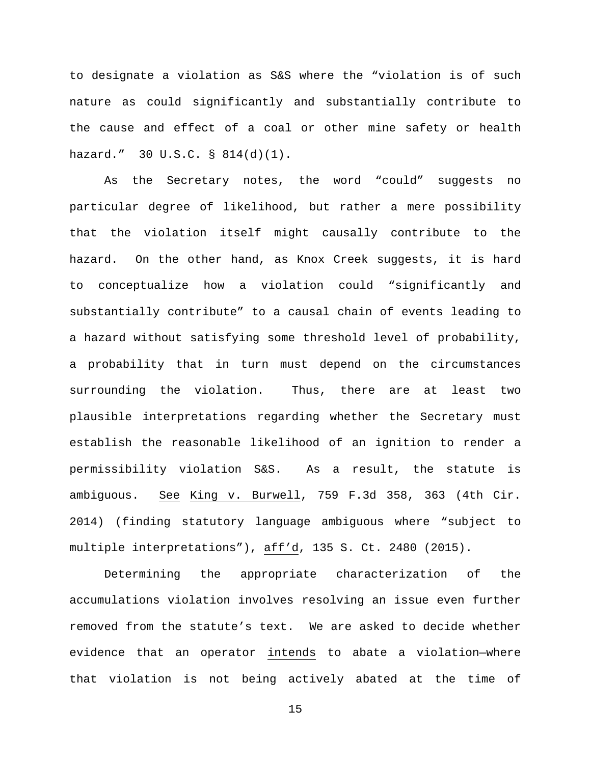to designate a violation as S&S where the "violation is of such nature as could significantly and substantially contribute to the cause and effect of a coal or other mine safety or health hazard." 30 U.S.C. § 814(d)(1).

As the Secretary notes, the word "could" suggests no particular degree of likelihood, but rather a mere possibility that the violation itself might causally contribute to the hazard. On the other hand, as Knox Creek suggests, it is hard to conceptualize how a violation could "significantly and substantially contribute" to a causal chain of events leading to a hazard without satisfying some threshold level of probability, a probability that in turn must depend on the circumstances surrounding the violation. Thus, there are at least two plausible interpretations regarding whether the Secretary must establish the reasonable likelihood of an ignition to render a permissibility violation S&S. As a result, the statute is ambiguous. See King v. Burwell, 759 F.3d 358, 363 (4th Cir. 2014) (finding statutory language ambiguous where "subject to multiple interpretations"), aff'd, 135 S. Ct. 2480 (2015).

Determining the appropriate characterization of the accumulations violation involves resolving an issue even further removed from the statute's text. We are asked to decide whether evidence that an operator intends to abate a violation—where that violation is not being actively abated at the time of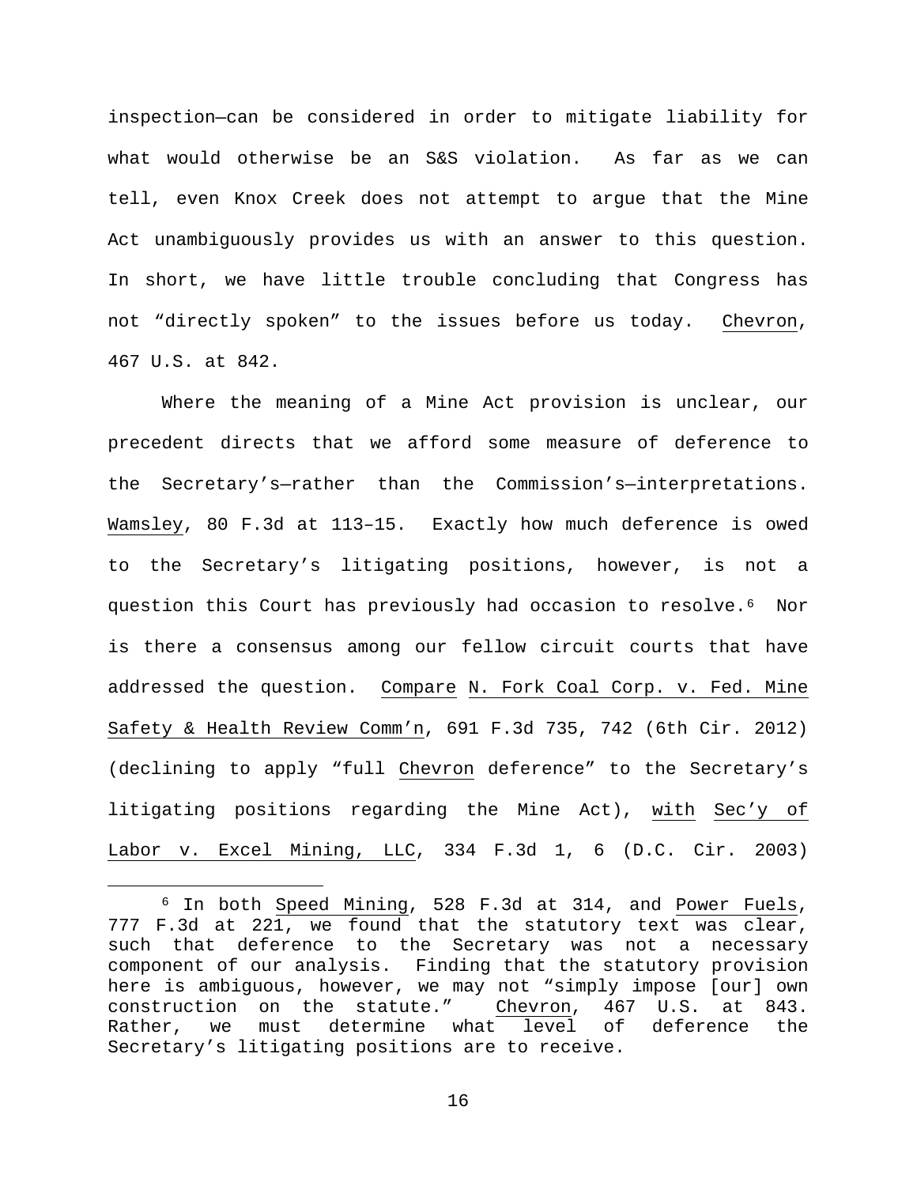inspection—can be considered in order to mitigate liability for what would otherwise be an S&S violation. As far as we can tell, even Knox Creek does not attempt to argue that the Mine Act unambiguously provides us with an answer to this question. In short, we have little trouble concluding that Congress has not "directly spoken" to the issues before us today. Chevron, 467 U.S. at 842.

Where the meaning of a Mine Act provision is unclear, our precedent directs that we afford some measure of deference to the Secretary's—rather than the Commission's—interpretations. Wamsley, 80 F.3d at 113–15. Exactly how much deference is owed to the Secretary's litigating positions, however, is not a question this Court has previously had occasion to resolve.[6] Nor is there a consensus among our fellow circuit courts that have addressed the question. Compare N. Fork Coal Corp. v. Fed. Mine Safety & Health Review Comm'n, 691 F.3d 735, 742 (6th Cir. 2012) (declining to apply "full Chevron deference" to the Secretary's litigating positions regarding the Mine Act), with Sec'y of Labor v. Excel Mining, LLC, 334 F.3d 1, 6 (D.C. Cir. 2003)

---

[6] In both Speed Mining, 528 F.3d at 314, and Power Fuels, 777 F.3d at 221, we found that the statutory text was clear, such that deference to the Secretary was not a necessary component of our analysis. Finding that the statutory provision here is ambiguous, however, we may not "simply impose [our] own construction on the statute." Chevron, 467 U.S. at 843. Rather, we must determine what level of deference the Secretary's litigating positions are to receive.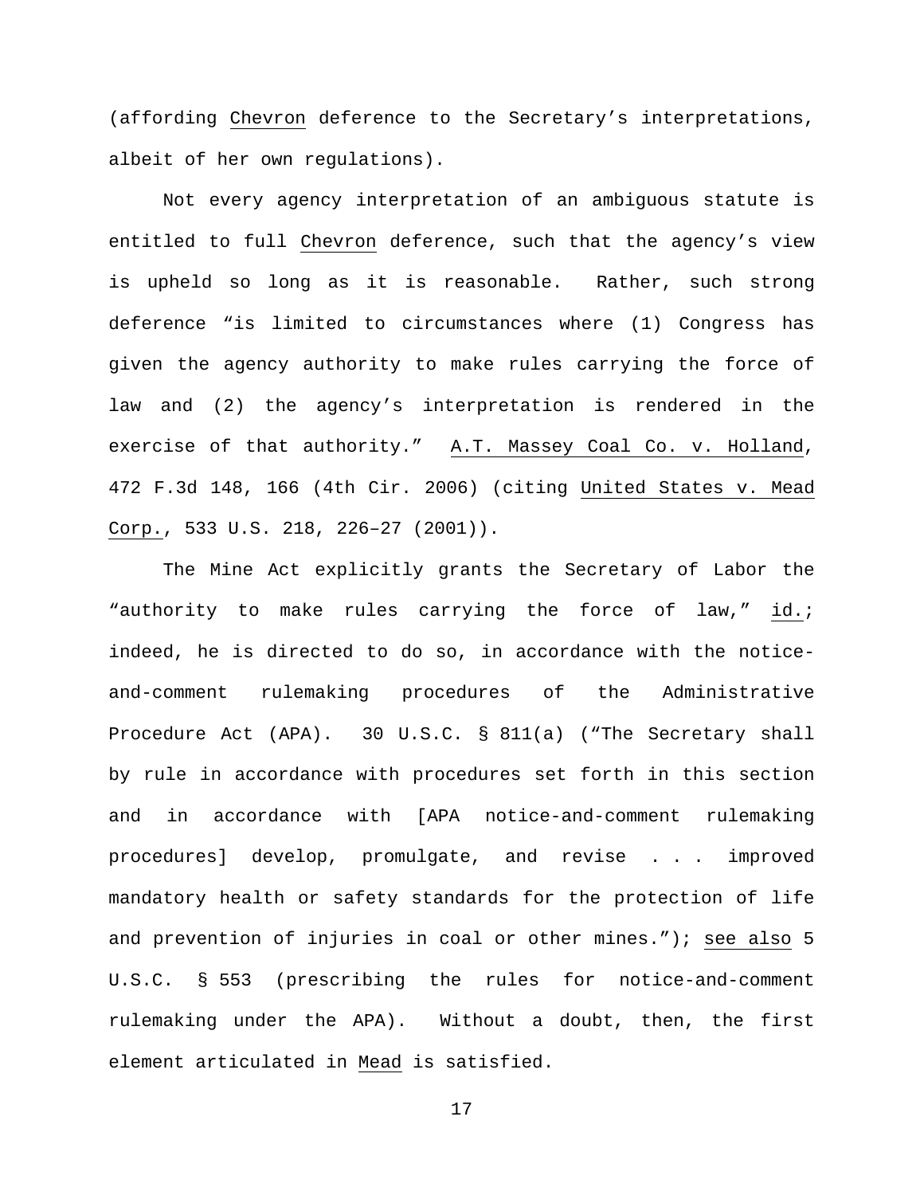(affording Chevron deference to the Secretary's interpretations, albeit of her own regulations).

Not every agency interpretation of an ambiguous statute is entitled to full Chevron deference, such that the agency's view is upheld so long as it is reasonable. Rather, such strong deference "is limited to circumstances where (1) Congress has given the agency authority to make rules carrying the force of law and (2) the agency's interpretation is rendered in the exercise of that authority." A.T. Massey Coal Co. v. Holland, 472 F.3d 148, 166 (4th Cir. 2006) (citing United States v. Mead Corp., 533 U.S. 218, 226–27 (2001)).

The Mine Act explicitly grants the Secretary of Labor the "authority to make rules carrying the force of law," id.; indeed, he is directed to do so, in accordance with the notice-and-comment rulemaking procedures of the Administrative Procedure Act (APA). 30 U.S.C. § 811(a) ("The Secretary shall by rule in accordance with procedures set forth in this section and in accordance with [APA notice-and-comment rulemaking procedures] develop, promulgate, and revise . . . improved mandatory health or safety standards for the protection of life and prevention of injuries in coal or other mines."); see also 5 U.S.C. § 553 (prescribing the rules for notice-and-comment rulemaking under the APA). Without a doubt, then, the first element articulated in Mead is satisfied.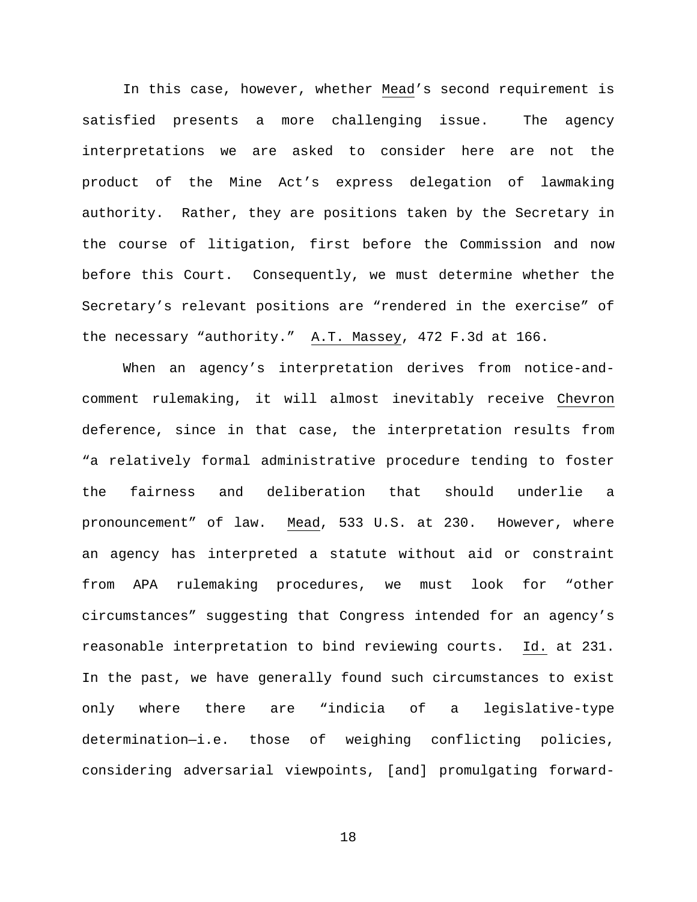In this case, however, whether _Mead_'s second requirement is satisfied presents a more challenging issue. The agency interpretations we are asked to consider here are not the product of the Mine Act's express delegation of lawmaking authority. Rather, they are positions taken by the Secretary in the course of litigation, first before the Commission and now before this Court. Consequently, we must determine whether the Secretary's relevant positions are "rendered in the exercise" of the necessary "authority." _A.T. Massey_, 472 F.3d at 166.

When an agency's interpretation derives from notice-and-comment rulemaking, it will almost inevitably receive _Chevron_ deference, since in that case, the interpretation results from "a relatively formal administrative procedure tending to foster the fairness and deliberation that should underlie a pronouncement" of law. _Mead_, 533 U.S. at 230. However, where an agency has interpreted a statute without aid or constraint from APA rulemaking procedures, we must look for "other circumstances" suggesting that Congress intended for an agency's reasonable interpretation to bind reviewing courts. _Id._ at 231. In the past, we have generally found such circumstances to exist only where there are "indicia of a legislative-type determination—i.e. those of weighing conflicting policies, considering adversarial viewpoints, [and] promulgating forward-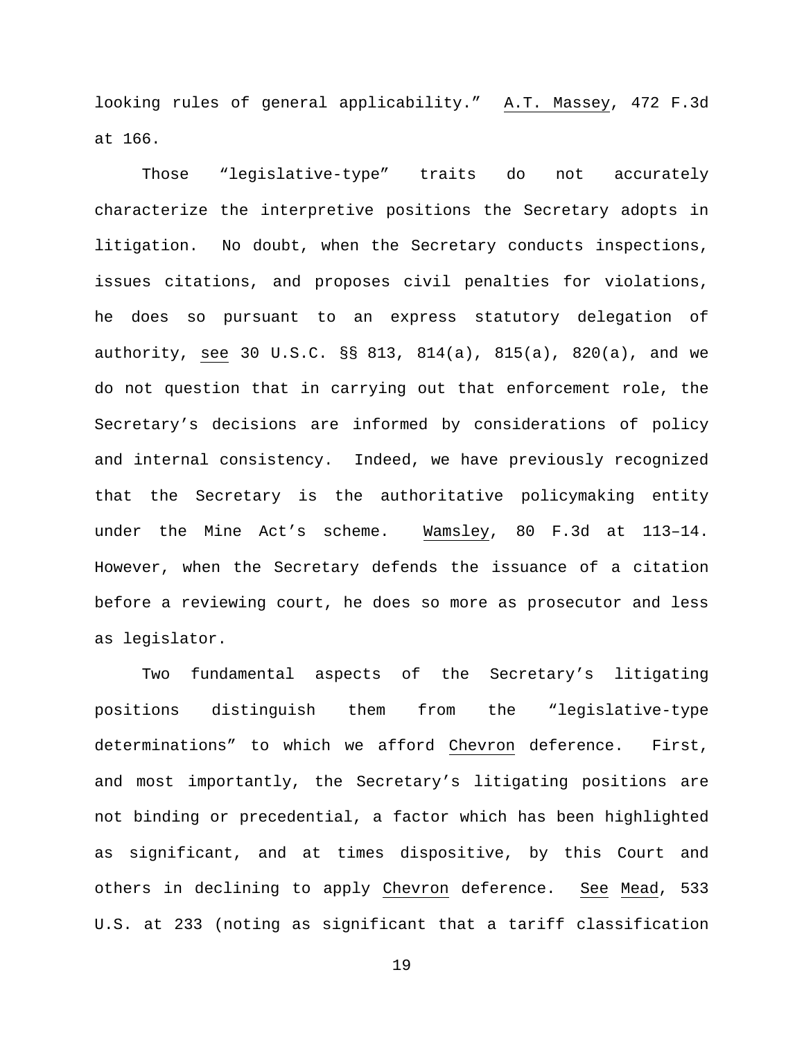looking rules of general applicability." A.T. Massey, 472 F.3d at 166.

Those "legislative-type" traits do not accurately characterize the interpretive positions the Secretary adopts in litigation. No doubt, when the Secretary conducts inspections, issues citations, and proposes civil penalties for violations, he does so pursuant to an express statutory delegation of authority, see 30 U.S.C. §§ 813, 814(a), 815(a), 820(a), and we do not question that in carrying out that enforcement role, the Secretary's decisions are informed by considerations of policy and internal consistency. Indeed, we have previously recognized that the Secretary is the authoritative policymaking entity under the Mine Act's scheme. Wamsley, 80 F.3d at 113–14. However, when the Secretary defends the issuance of a citation before a reviewing court, he does so more as prosecutor and less as legislator.

Two fundamental aspects of the Secretary's litigating positions distinguish them from the "legislative-type determinations" to which we afford Chevron deference. First, and most importantly, the Secretary's litigating positions are not binding or precedential, a factor which has been highlighted as significant, and at times dispositive, by this Court and others in declining to apply Chevron deference. See Mead, 533 U.S. at 233 (noting as significant that a tariff classification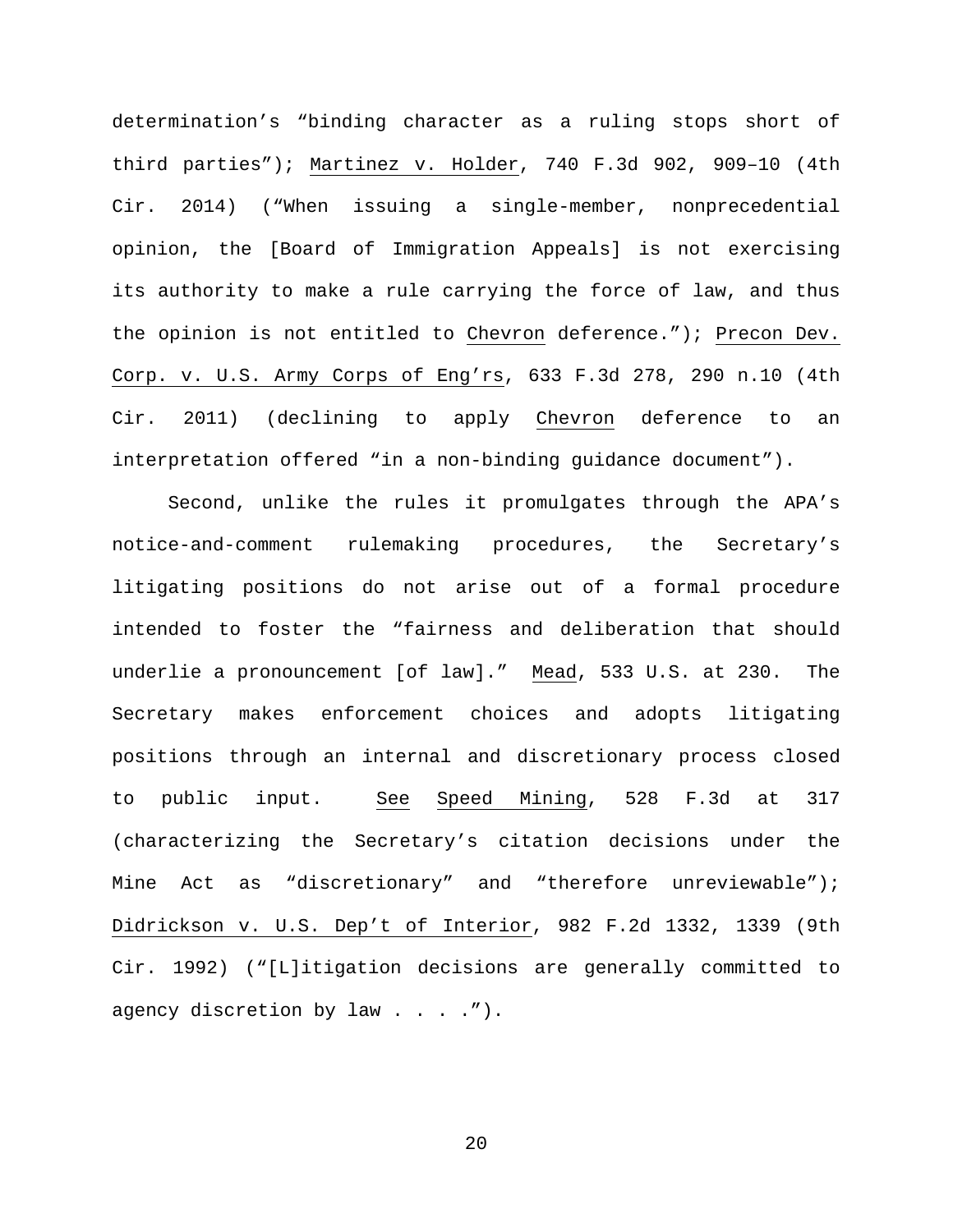determination's "binding character as a ruling stops short of third parties"); Martinez v. Holder, 740 F.3d 902, 909–10 (4th Cir. 2014) ("When issuing a single-member, nonprecedential opinion, the [Board of Immigration Appeals] is not exercising its authority to make a rule carrying the force of law, and thus the opinion is not entitled to Chevron deference."); Precon Dev. Corp. v. U.S. Army Corps of Eng'rs, 633 F.3d 278, 290 n.10 (4th Cir. 2011) (declining to apply Chevron deference to an interpretation offered "in a non-binding guidance document").

Second, unlike the rules it promulgates through the APA's notice-and-comment rulemaking procedures, the Secretary's litigating positions do not arise out of a formal procedure intended to foster the "fairness and deliberation that should underlie a pronouncement [of law]." Mead, 533 U.S. at 230. The Secretary makes enforcement choices and adopts litigating positions through an internal and discretionary process closed to public input. See Speed Mining, 528 F.3d at 317 (characterizing the Secretary's citation decisions under the Mine Act as "discretionary" and "therefore unreviewable"); Didrickson v. U.S. Dep't of Interior, 982 F.2d 1332, 1339 (9th Cir. 1992) ("[L]itigation decisions are generally committed to agency discretion by law . . . .").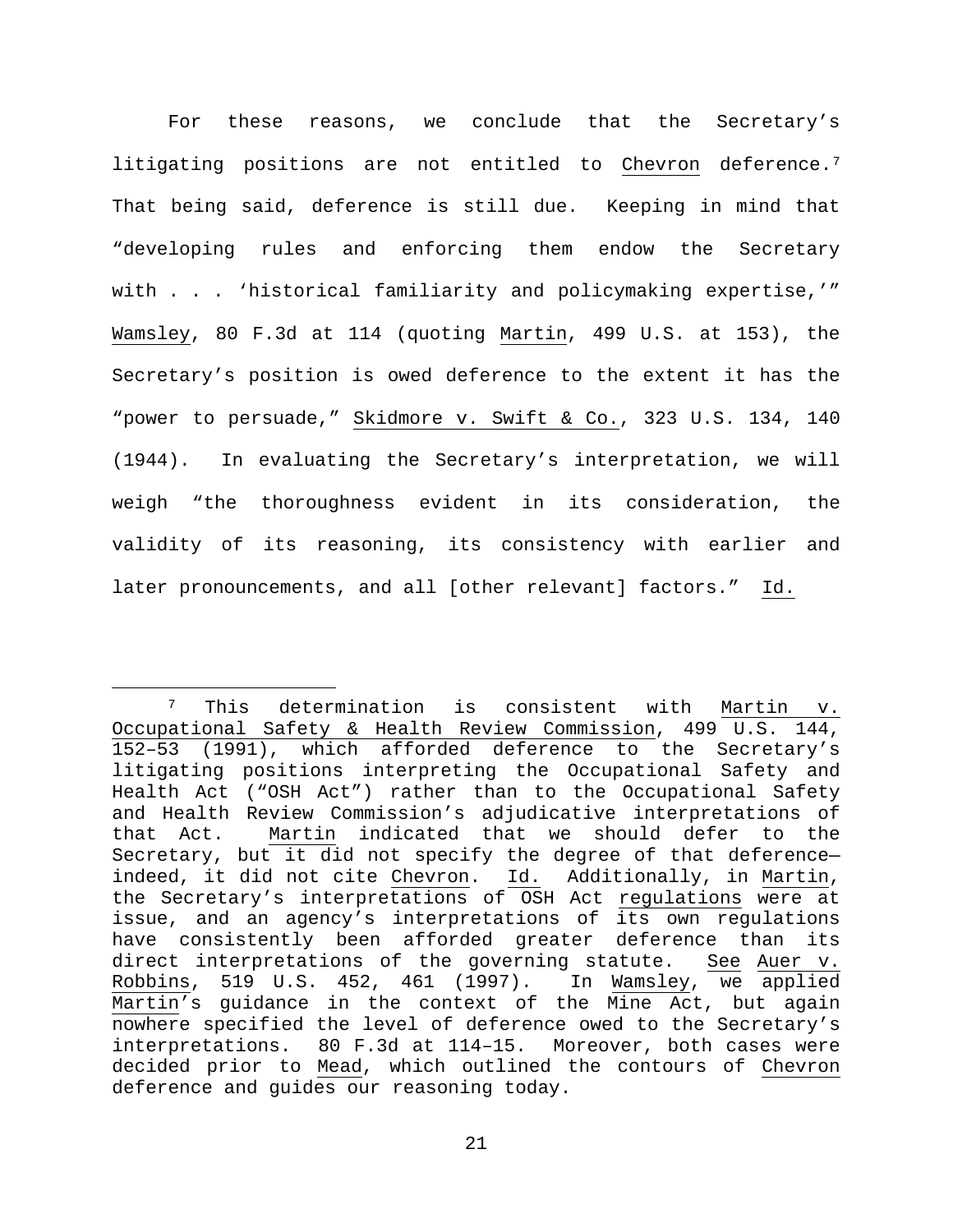For these reasons, we conclude that the Secretary's litigating positions are not entitled to Chevron deference.[7] That being said, deference is still due. Keeping in mind that "developing rules and enforcing them endow the Secretary with . . . 'historical familiarity and policymaking expertise,'" Wamsley, 80 F.3d at 114 (quoting Martin, 499 U.S. at 153), the Secretary's position is owed deference to the extent it has the "power to persuade," Skidmore v. Swift & Co., 323 U.S. 134, 140 (1944). In evaluating the Secretary's interpretation, we will weigh "the thoroughness evident in its consideration, the validity of its reasoning, its consistency with earlier and later pronouncements, and all [other relevant] factors." Id.

---

[7] This determination is consistent with Martin v. Occupational Safety & Health Review Commission, 499 U.S. 144, 152–53 (1991), which afforded deference to the Secretary's litigating positions interpreting the Occupational Safety and Health Act ("OSH Act") rather than to the Occupational Safety and Health Review Commission's adjudicative interpretations of that Act. Martin indicated that we should defer to the Secretary, but it did not specify the degree of that deference—indeed, it did not cite Chevron. Id. Additionally, in Martin, the Secretary's interpretations of OSH Act regulations were at issue, and an agency's interpretations of its own regulations have consistently been afforded greater deference than its direct interpretations of the governing statute. See Auer v. Robbins, 519 U.S. 452, 461 (1997). In Wamsley, we applied Martin's guidance in the context of the Mine Act, but again nowhere specified the level of deference owed to the Secretary's interpretations. 80 F.3d at 114–15. Moreover, both cases were decided prior to Mead, which outlined the contours of Chevron deference and guides our reasoning today.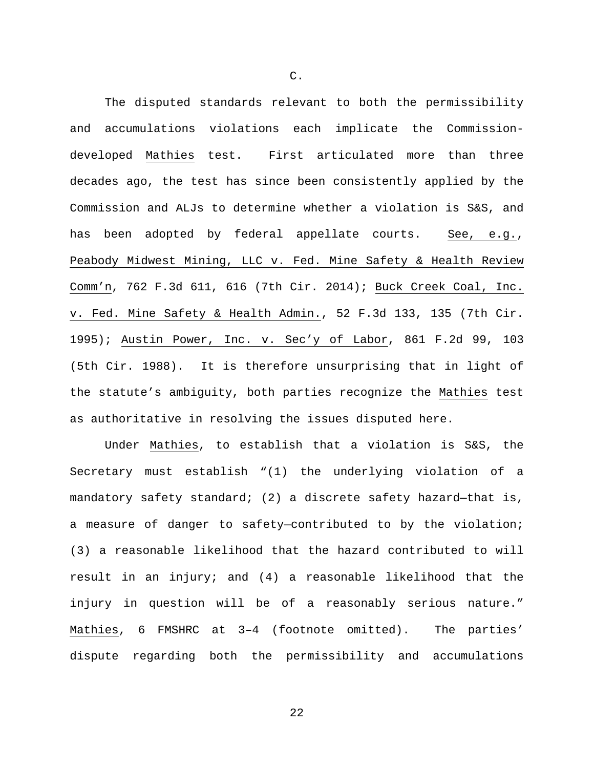C.

The disputed standards relevant to both the permissibility and accumulations violations each implicate the Commission-developed Mathies test. First articulated more than three decades ago, the test has since been consistently applied by the Commission and ALJs to determine whether a violation is S&S, and has been adopted by federal appellate courts. See, e.g., Peabody Midwest Mining, LLC v. Fed. Mine Safety & Health Review Comm'n, 762 F.3d 611, 616 (7th Cir. 2014); Buck Creek Coal, Inc. v. Fed. Mine Safety & Health Admin., 52 F.3d 133, 135 (7th Cir. 1995); Austin Power, Inc. v. Sec'y of Labor, 861 F.2d 99, 103 (5th Cir. 1988). It is therefore unsurprising that in light of the statute's ambiguity, both parties recognize the Mathies test as authoritative in resolving the issues disputed here.

Under Mathies, to establish that a violation is S&S, the Secretary must establish "(1) the underlying violation of a mandatory safety standard; (2) a discrete safety hazard—that is, a measure of danger to safety—contributed to by the violation; (3) a reasonable likelihood that the hazard contributed to will result in an injury; and (4) a reasonable likelihood that the injury in question will be of a reasonably serious nature." Mathies, 6 FMSHRC at 3–4 (footnote omitted). The parties' dispute regarding both the permissibility and accumulations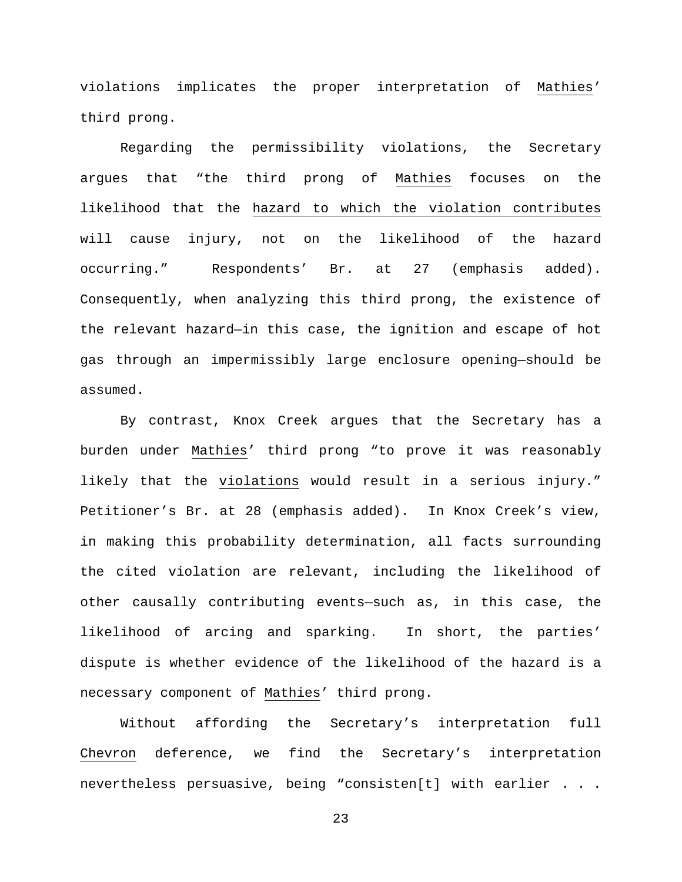violations implicates the proper interpretation of Mathies' third prong.

Regarding the permissibility violations, the Secretary argues that "the third prong of *Mathies* focuses on the likelihood that the hazard to which the violation contributes will cause injury, not on the likelihood of the hazard occurring." Respondents' Br. at 27 (emphasis added). Consequently, when analyzing this third prong, the existence of the relevant hazard—in this case, the ignition and escape of hot gas through an impermissibly large enclosure opening—should be assumed.

By contrast, Knox Creek argues that the Secretary has a burden under *Mathies*' third prong "to prove it was reasonably likely that the violations would result in a serious injury." Petitioner's Br. at 28 (emphasis added). In Knox Creek's view, in making this probability determination, all facts surrounding the cited violation are relevant, including the likelihood of other causally contributing events—such as, in this case, the likelihood of arcing and sparking. In short, the parties' dispute is whether evidence of the likelihood of the hazard is a necessary component of *Mathies*' third prong.

Without affording the Secretary's interpretation full *Chevron* deference, we find the Secretary's interpretation nevertheless persuasive, being "consisten[t] with earlier . . .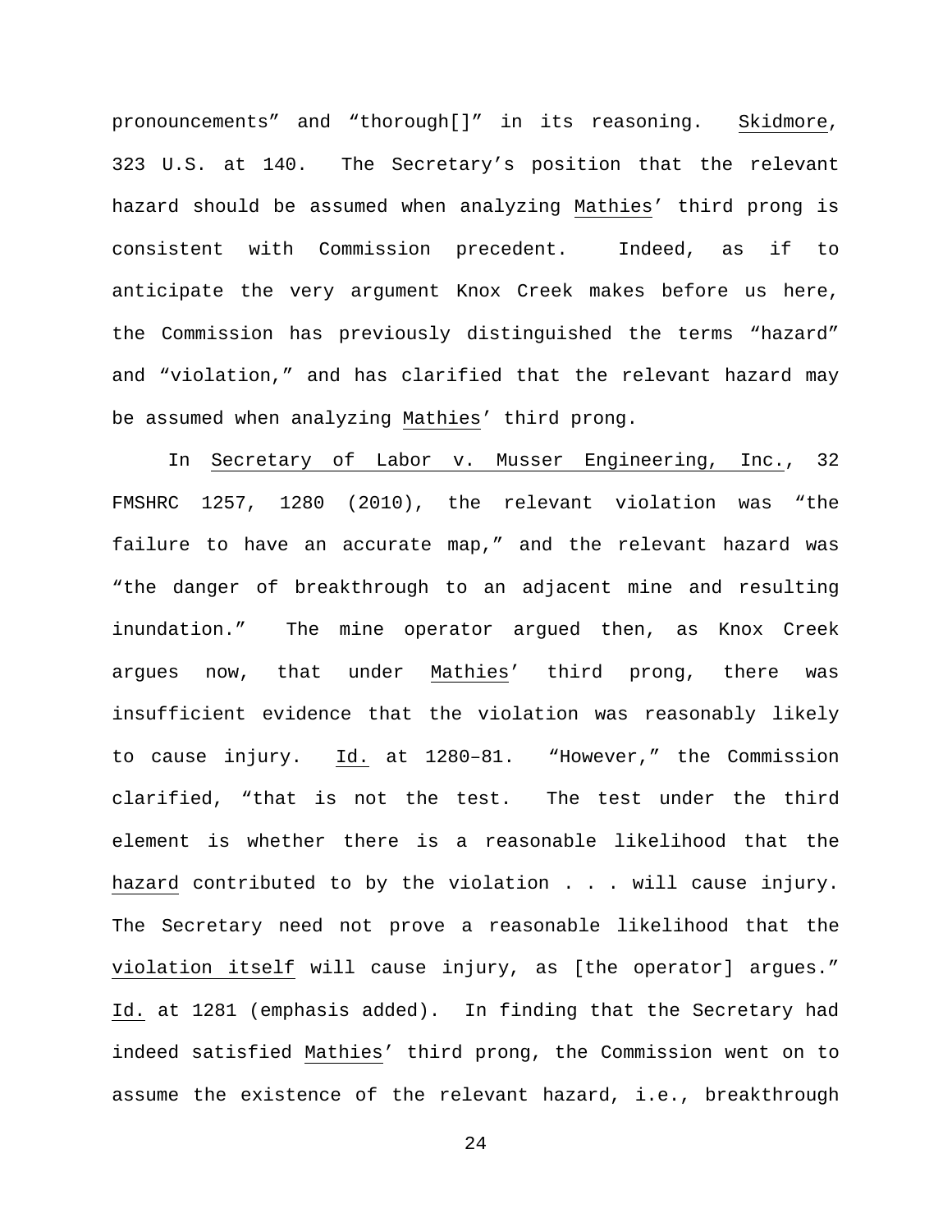pronouncements" and "thorough[]" in its reasoning. Skidmore, 323 U.S. at 140. The Secretary's position that the relevant hazard should be assumed when analyzing Mathies' third prong is consistent with Commission precedent. Indeed, as if to anticipate the very argument Knox Creek makes before us here, the Commission has previously distinguished the terms "hazard" and "violation," and has clarified that the relevant hazard may be assumed when analyzing Mathies' third prong.

In Secretary of Labor v. Musser Engineering, Inc., 32 FMSHRC 1257, 1280 (2010), the relevant violation was "the failure to have an accurate map," and the relevant hazard was "the danger of breakthrough to an adjacent mine and resulting inundation." The mine operator argued then, as Knox Creek argues now, that under Mathies' third prong, there was insufficient evidence that the violation was reasonably likely to cause injury. Id. at 1280–81. "However," the Commission clarified, "that is not the test. The test under the third element is whether there is a reasonable likelihood that the hazard contributed to by the violation . . . will cause injury. The Secretary need not prove a reasonable likelihood that the violation itself will cause injury, as [the operator] argues." Id. at 1281 (emphasis added). In finding that the Secretary had indeed satisfied Mathies' third prong, the Commission went on to assume the existence of the relevant hazard, i.e., breakthrough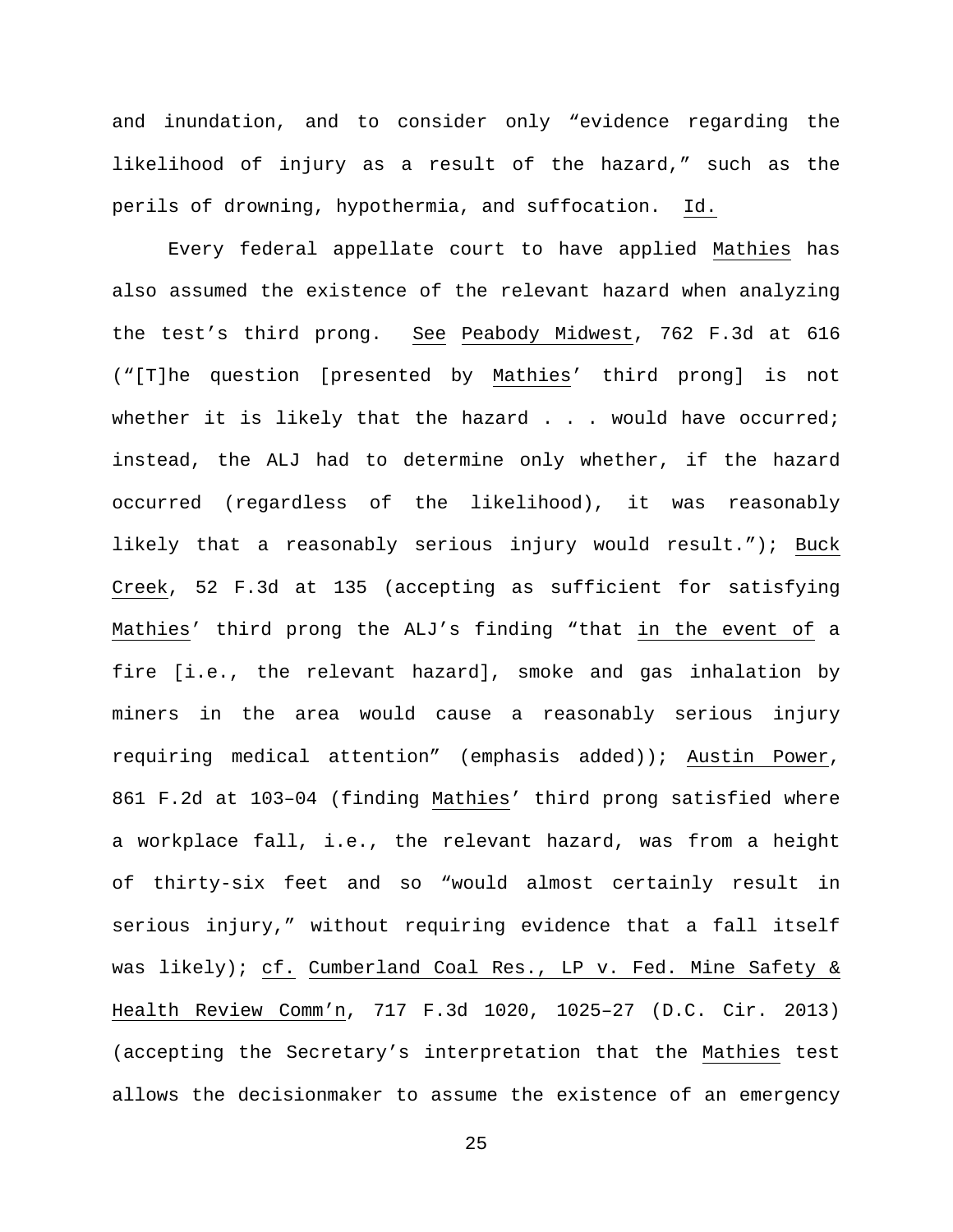and inundation, and to consider only "evidence regarding the likelihood of injury as a result of the hazard," such as the perils of drowning, hypothermia, and suffocation. Id.

Every federal appellate court to have applied Mathies has also assumed the existence of the relevant hazard when analyzing the test's third prong. See Peabody Midwest, 762 F.3d at 616 ("[T]he question [presented by Mathies' third prong] is not whether it is likely that the hazard . . . would have occurred; instead, the ALJ had to determine only whether, if the hazard occurred (regardless of the likelihood), it was reasonably likely that a reasonably serious injury would result."); Buck Creek, 52 F.3d at 135 (accepting as sufficient for satisfying Mathies' third prong the ALJ's finding "that in the event of a fire [i.e., the relevant hazard], smoke and gas inhalation by miners in the area would cause a reasonably serious injury requiring medical attention" (emphasis added)); Austin Power, 861 F.2d at 103–04 (finding Mathies' third prong satisfied where a workplace fall, i.e., the relevant hazard, was from a height of thirty-six feet and so "would almost certainly result in serious injury," without requiring evidence that a fall itself was likely); cf. Cumberland Coal Res., LP v. Fed. Mine Safety & Health Review Comm'n, 717 F.3d 1020, 1025–27 (D.C. Cir. 2013) (accepting the Secretary's interpretation that the Mathies test allows the decisionmaker to assume the existence of an emergency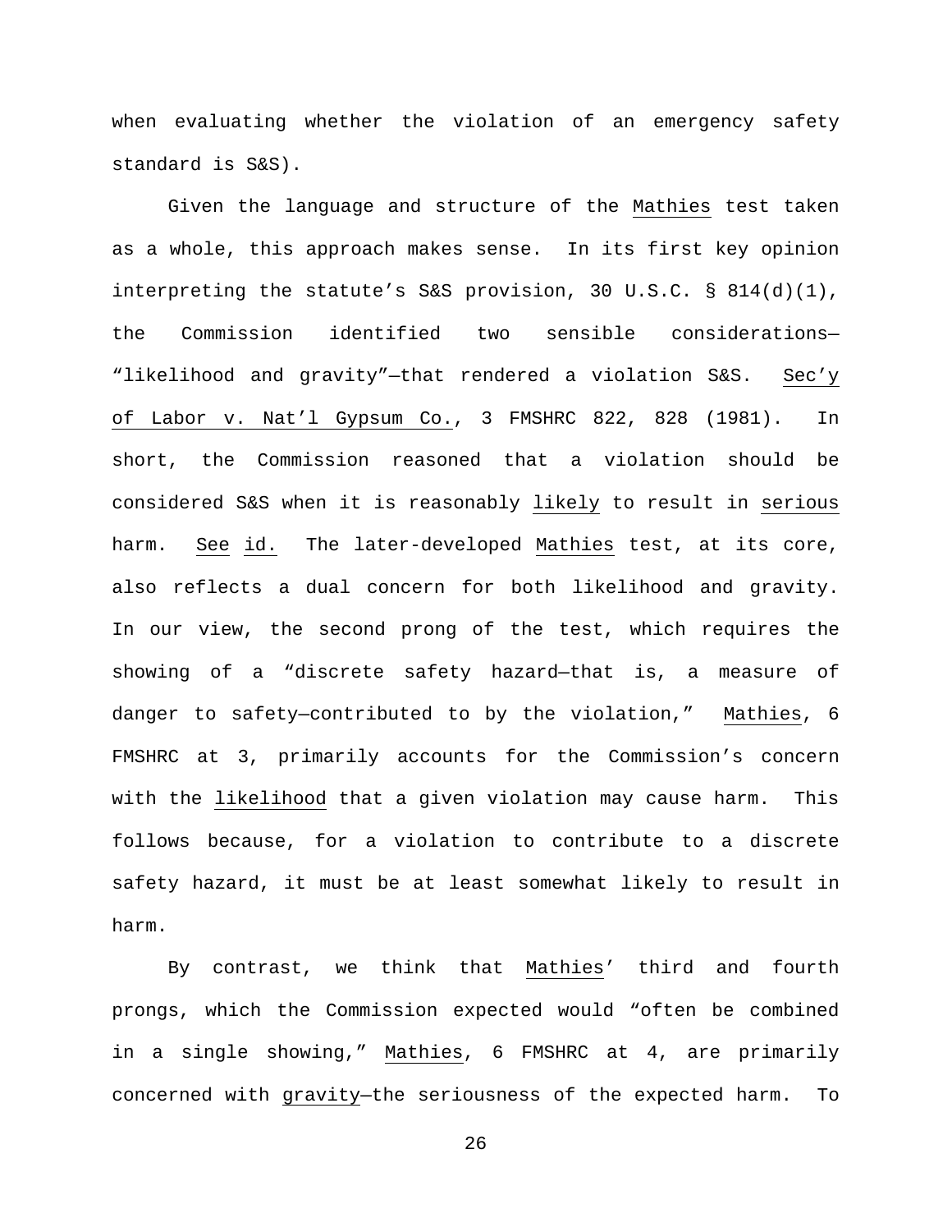when evaluating whether the violation of an emergency safety standard is S&S).

Given the language and structure of the Mathies test taken as a whole, this approach makes sense. In its first key opinion interpreting the statute's S&S provision, 30 U.S.C. § 814(d)(1), the Commission identified two sensible considerations—"likelihood and gravity"—that rendered a violation S&S. Sec'y of Labor v. Nat'l Gypsum Co., 3 FMSHRC 822, 828 (1981). In short, the Commission reasoned that a violation should be considered S&S when it is reasonably likely to result in serious harm. See id. The later-developed Mathies test, at its core, also reflects a dual concern for both likelihood and gravity. In our view, the second prong of the test, which requires the showing of a "discrete safety hazard—that is, a measure of danger to safety—contributed to by the violation," Mathies, 6 FMSHRC at 3, primarily accounts for the Commission's concern with the likelihood that a given violation may cause harm. This follows because, for a violation to contribute to a discrete safety hazard, it must be at least somewhat likely to result in harm.

By contrast, we think that Mathies' third and fourth prongs, which the Commission expected would "often be combined in a single showing," Mathies, 6 FMSHRC at 4, are primarily concerned with gravity—the seriousness of the expected harm. To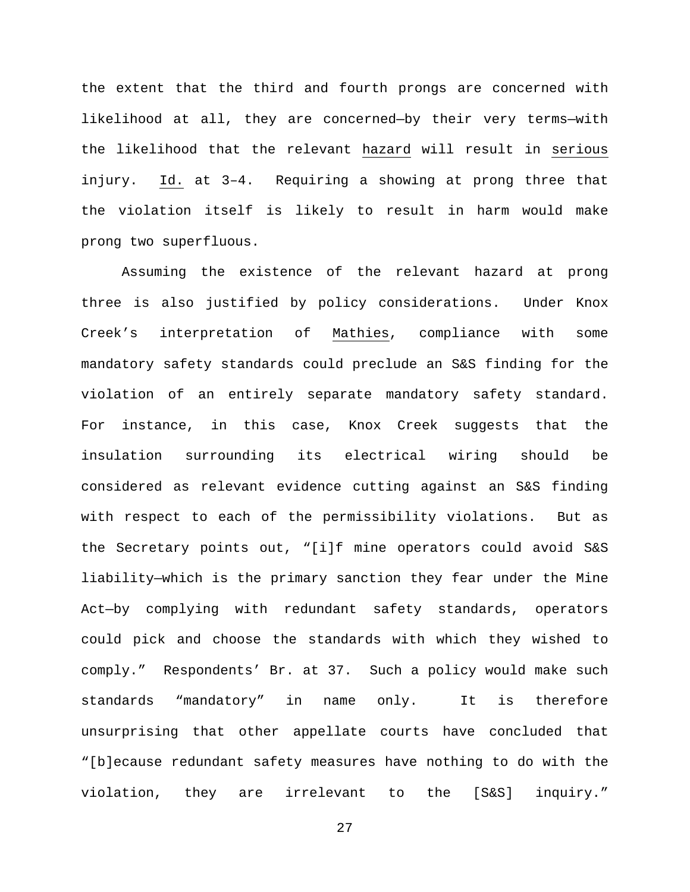the extent that the third and fourth prongs are concerned with likelihood at all, they are concerned—by their very terms—with the likelihood that the relevant hazard will result in serious injury. Id. at 3–4. Requiring a showing at prong three that the violation itself is likely to result in harm would make prong two superfluous.

Assuming the existence of the relevant hazard at prong three is also justified by policy considerations. Under Knox Creek's interpretation of Mathies, compliance with some mandatory safety standards could preclude an S&S finding for the violation of an entirely separate mandatory safety standard. For instance, in this case, Knox Creek suggests that the insulation surrounding its electrical wiring should be considered as relevant evidence cutting against an S&S finding with respect to each of the permissibility violations. But as the Secretary points out, "[i]f mine operators could avoid S&S liability—which is the primary sanction they fear under the Mine Act—by complying with redundant safety standards, operators could pick and choose the standards with which they wished to comply." Respondents' Br. at 37. Such a policy would make such standards "mandatory" in name only. It is therefore unsurprising that other appellate courts have concluded that "[b]ecause redundant safety measures have nothing to do with the violation, they are irrelevant to the [S&S] inquiry."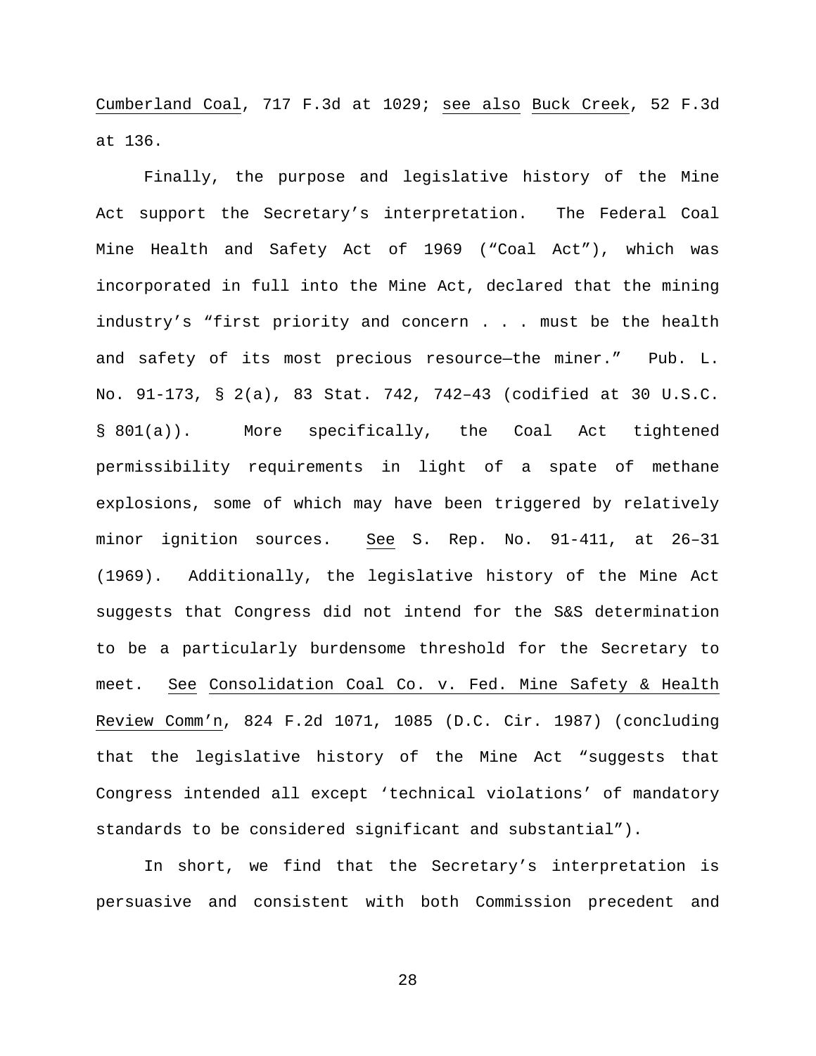Cumberland Coal, 717 F.3d at 1029; see also Buck Creek, 52 F.3d at 136.

Finally, the purpose and legislative history of the Mine Act support the Secretary's interpretation. The Federal Coal Mine Health and Safety Act of 1969 ("Coal Act"), which was incorporated in full into the Mine Act, declared that the mining industry's "first priority and concern . . . must be the health and safety of its most precious resource—the miner." Pub. L. No. 91-173, § 2(a), 83 Stat. 742, 742–43 (codified at 30 U.S.C. § 801(a)). More specifically, the Coal Act tightened permissibility requirements in light of a spate of methane explosions, some of which may have been triggered by relatively minor ignition sources. See S. Rep. No. 91-411, at 26–31 (1969). Additionally, the legislative history of the Mine Act suggests that Congress did not intend for the S&S determination to be a particularly burdensome threshold for the Secretary to meet. See Consolidation Coal Co. v. Fed. Mine Safety & Health Review Comm'n, 824 F.2d 1071, 1085 (D.C. Cir. 1987) (concluding that the legislative history of the Mine Act "suggests that Congress intended all except 'technical violations' of mandatory standards to be considered significant and substantial").

In short, we find that the Secretary's interpretation is persuasive and consistent with both Commission precedent and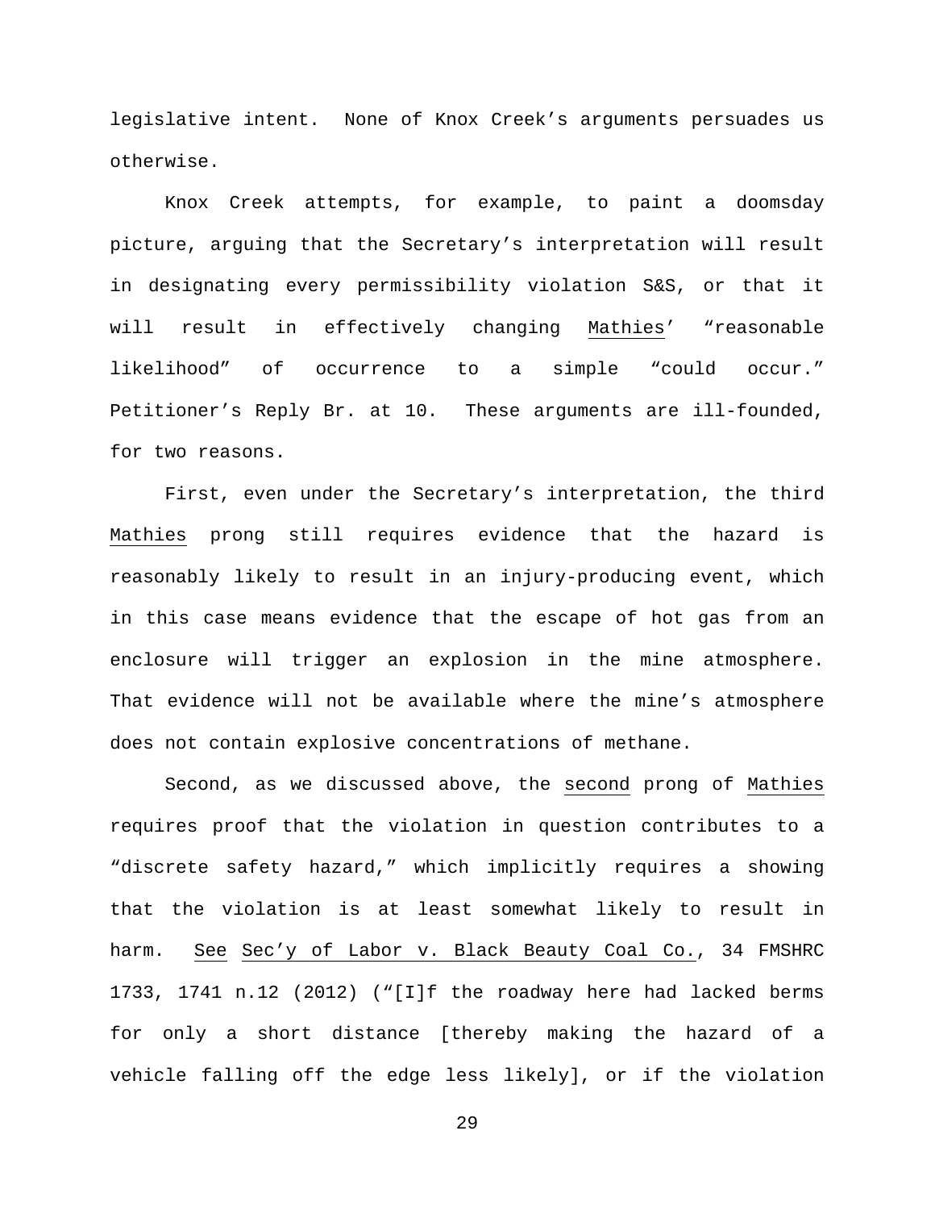legislative intent. None of Knox Creek's arguments persuades us otherwise.

Knox Creek attempts, for example, to paint a doomsday picture, arguing that the Secretary's interpretation will result in designating every permissibility violation S&S, or that it will result in effectively changing Mathies' "reasonable likelihood" of occurrence to a simple "could occur." Petitioner's Reply Br. at 10. These arguments are ill-founded, for two reasons.

First, even under the Secretary's interpretation, the third Mathies prong still requires evidence that the hazard is reasonably likely to result in an injury-producing event, which in this case means evidence that the escape of hot gas from an enclosure will trigger an explosion in the mine atmosphere. That evidence will not be available where the mine's atmosphere does not contain explosive concentrations of methane.

Second, as we discussed above, the second prong of Mathies requires proof that the violation in question contributes to a "discrete safety hazard," which implicitly requires a showing that the violation is at least somewhat likely to result in harm. See Sec'y of Labor v. Black Beauty Coal Co., 34 FMSHRC 1733, 1741 n.12 (2012) ("[I]f the roadway here had lacked berms for only a short distance [thereby making the hazard of a vehicle falling off the edge less likely], or if the violation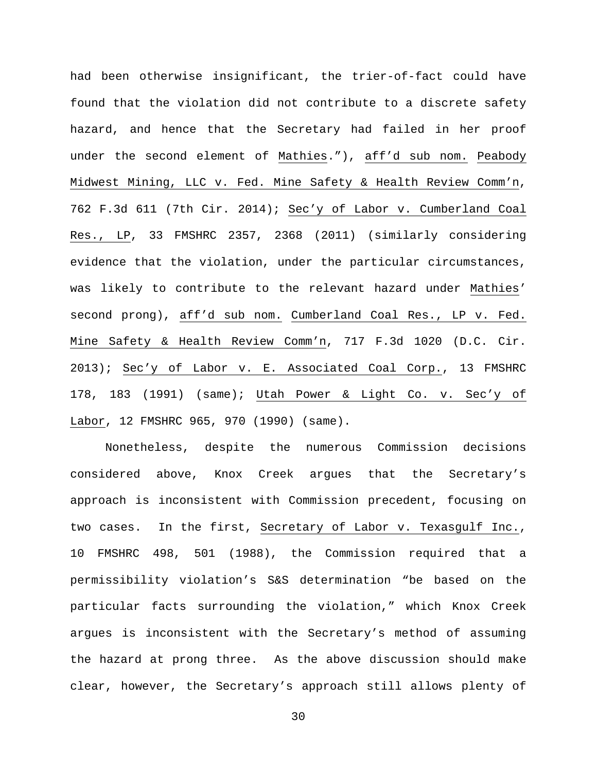had been otherwise insignificant, the trier-of-fact could have found that the violation did not contribute to a discrete safety hazard, and hence that the Secretary had failed in her proof under the second element of Mathies.”), aff’d sub nom. Peabody Midwest Mining, LLC v. Fed. Mine Safety & Health Review Comm’n, 762 F.3d 611 (7th Cir. 2014); Sec’y of Labor v. Cumberland Coal Res., LP, 33 FMSHRC 2357, 2368 (2011) (similarly considering evidence that the violation, under the particular circumstances, was likely to contribute to the relevant hazard under Mathies’ second prong), aff’d sub nom. Cumberland Coal Res., LP v. Fed. Mine Safety & Health Review Comm’n, 717 F.3d 1020 (D.C. Cir. 2013); Sec’y of Labor v. E. Associated Coal Corp., 13 FMSHRC 178, 183 (1991) (same); Utah Power & Light Co. v. Sec’y of Labor, 12 FMSHRC 965, 970 (1990) (same).

Nonetheless, despite the numerous Commission decisions considered above, Knox Creek argues that the Secretary’s approach is inconsistent with Commission precedent, focusing on two cases. In the first, Secretary of Labor v. Texasgulf Inc., 10 FMSHRC 498, 501 (1988), the Commission required that a permissibility violation’s S&S determination “be based on the particular facts surrounding the violation,” which Knox Creek argues is inconsistent with the Secretary’s method of assuming the hazard at prong three. As the above discussion should make clear, however, the Secretary’s approach still allows plenty of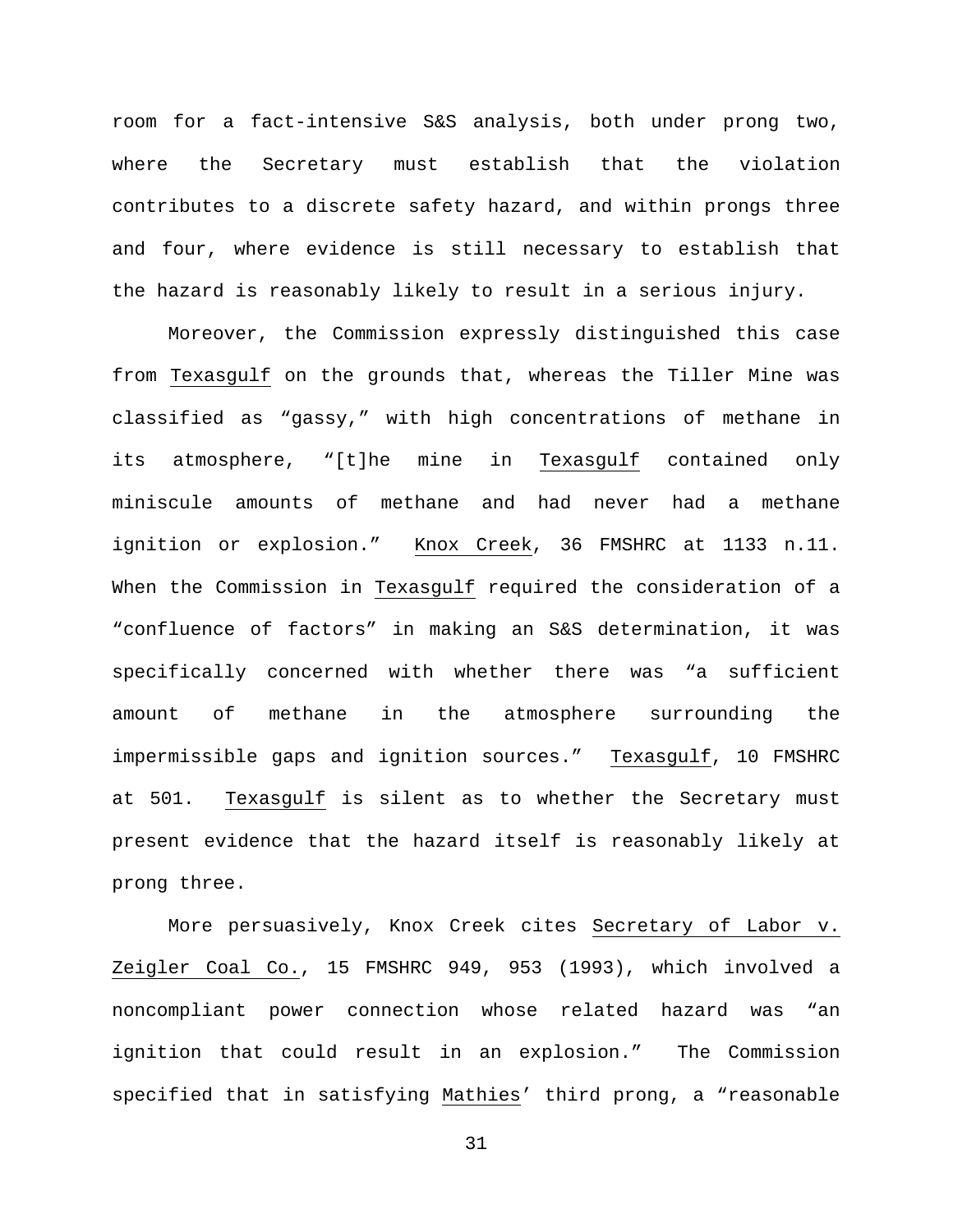room for a fact-intensive S&S analysis, both under prong two, where the Secretary must establish that the violation contributes to a discrete safety hazard, and within prongs three and four, where evidence is still necessary to establish that the hazard is reasonably likely to result in a serious injury.

Moreover, the Commission expressly distinguished this case from Texasgulf on the grounds that, whereas the Tiller Mine was classified as "gassy," with high concentrations of methane in its atmosphere, "[t]he mine in Texasgulf contained only miniscule amounts of methane and had never had a methane ignition or explosion." Knox Creek, 36 FMSHRC at 1133 n.11. When the Commission in Texasgulf required the consideration of a "confluence of factors" in making an S&S determination, it was specifically concerned with whether there was "a sufficient amount of methane in the atmosphere surrounding the impermissible gaps and ignition sources." Texasgulf, 10 FMSHRC at 501. Texasgulf is silent as to whether the Secretary must present evidence that the hazard itself is reasonably likely at prong three.

More persuasively, Knox Creek cites Secretary of Labor v. Zeigler Coal Co., 15 FMSHRC 949, 953 (1993), which involved a noncompliant power connection whose related hazard was "an ignition that could result in an explosion." The Commission specified that in satisfying Mathies' third prong, a "reasonable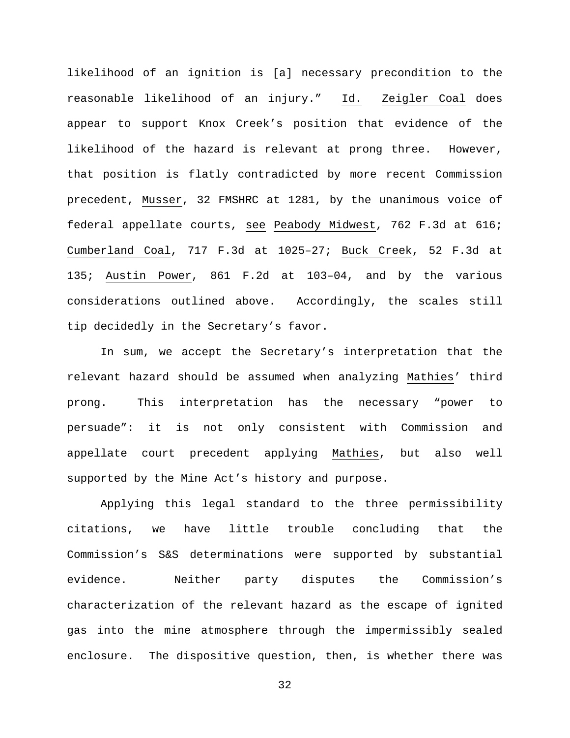likelihood of an ignition is [a] necessary precondition to the reasonable likelihood of an injury." Id. Zeigler Coal does appear to support Knox Creek's position that evidence of the likelihood of the hazard is relevant at prong three. However, that position is flatly contradicted by more recent Commission precedent, Musser, 32 FMSHRC at 1281, by the unanimous voice of federal appellate courts, see Peabody Midwest, 762 F.3d at 616; Cumberland Coal, 717 F.3d at 1025–27; Buck Creek, 52 F.3d at 135; Austin Power, 861 F.2d at 103–04, and by the various considerations outlined above. Accordingly, the scales still tip decidedly in the Secretary's favor.

In sum, we accept the Secretary's interpretation that the relevant hazard should be assumed when analyzing Mathies' third prong. This interpretation has the necessary "power to persuade": it is not only consistent with Commission and appellate court precedent applying Mathies, but also well supported by the Mine Act's history and purpose.

Applying this legal standard to the three permissibility citations, we have little trouble concluding that the Commission's S&S determinations were supported by substantial evidence. Neither party disputes the Commission's characterization of the relevant hazard as the escape of ignited gas into the mine atmosphere through the impermissibly sealed enclosure. The dispositive question, then, is whether there was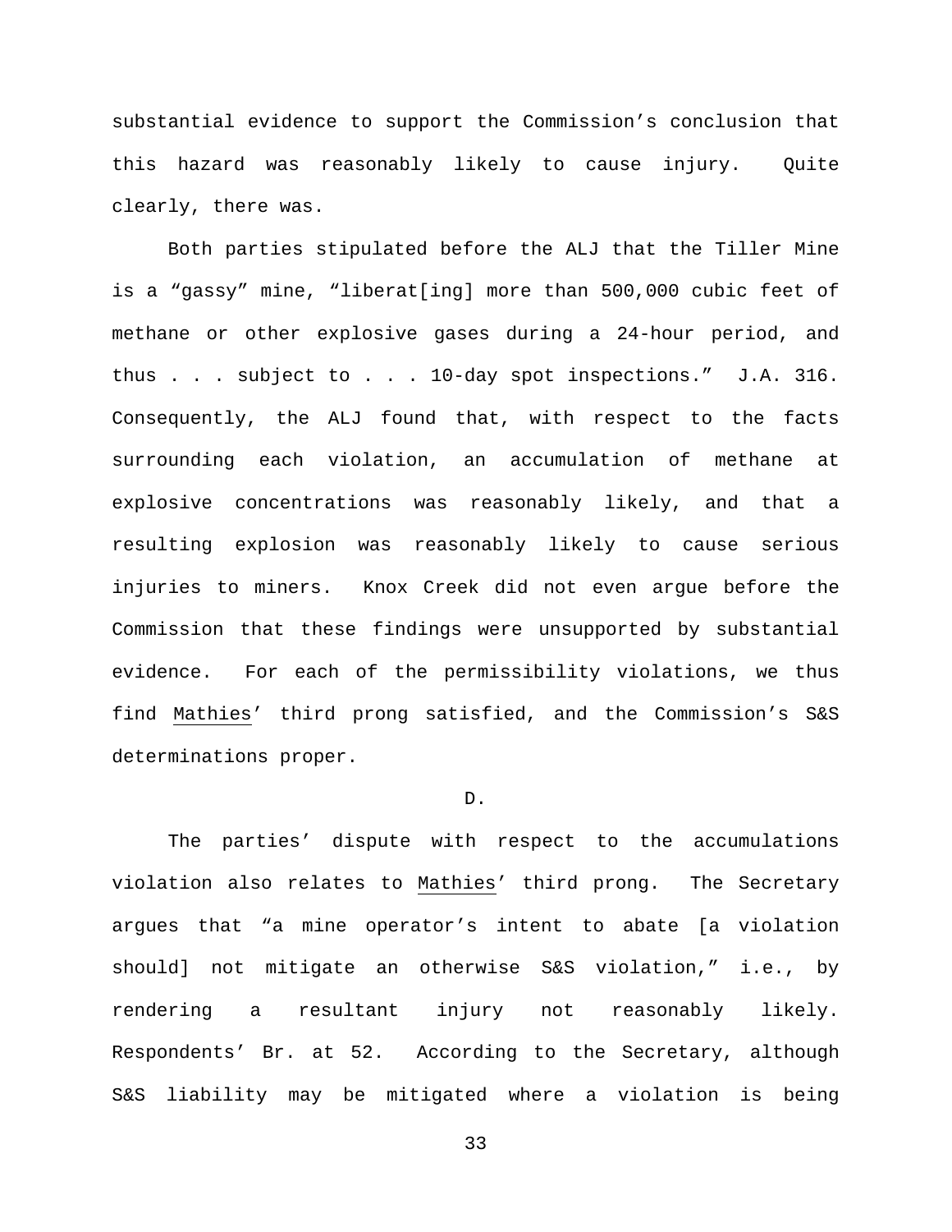substantial evidence to support the Commission's conclusion that this hazard was reasonably likely to cause injury. Quite clearly, there was.

Both parties stipulated before the ALJ that the Tiller Mine is a "gassy" mine, "liberat[ing] more than 500,000 cubic feet of methane or other explosive gases during a 24-hour period, and thus . . . subject to . . . 10-day spot inspections." J.A. 316. Consequently, the ALJ found that, with respect to the facts surrounding each violation, an accumulation of methane at explosive concentrations was reasonably likely, and that a resulting explosion was reasonably likely to cause serious injuries to miners. Knox Creek did not even argue before the Commission that these findings were unsupported by substantial evidence. For each of the permissibility violations, we thus find Mathies' third prong satisfied, and the Commission's S&S determinations proper.

D.

The parties' dispute with respect to the accumulations violation also relates to Mathies' third prong. The Secretary argues that "a mine operator's intent to abate [a violation should] not mitigate an otherwise S&S violation," i.e., by rendering a resultant injury not reasonably likely. Respondents' Br. at 52. According to the Secretary, although S&S liability may be mitigated where a violation is being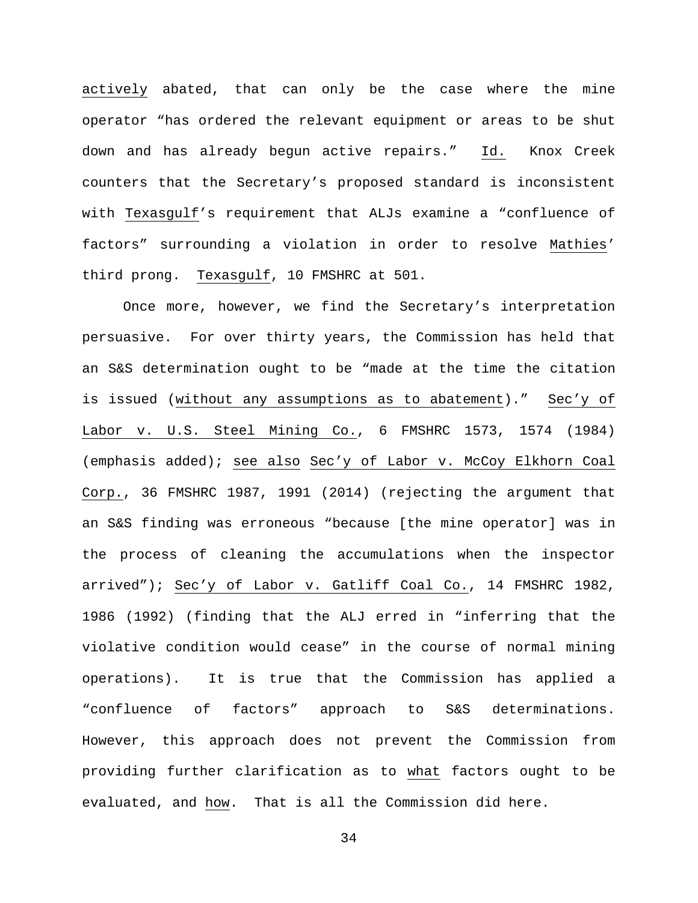actively abated, that can only be the case where the mine operator "has ordered the relevant equipment or areas to be shut down and has already begun active repairs." Id. Knox Creek counters that the Secretary's proposed standard is inconsistent with Texasgulf's requirement that ALJs examine a "confluence of factors" surrounding a violation in order to resolve Mathies' third prong. Texasgulf, 10 FMSHRC at 501.

Once more, however, we find the Secretary's interpretation persuasive. For over thirty years, the Commission has held that an S&S determination ought to be "made at the time the citation is issued (without any assumptions as to abatement)." Sec'y of Labor v. U.S. Steel Mining Co., 6 FMSHRC 1573, 1574 (1984) (emphasis added); see also Sec'y of Labor v. McCoy Elkhorn Coal Corp., 36 FMSHRC 1987, 1991 (2014) (rejecting the argument that an S&S finding was erroneous "because [the mine operator] was in the process of cleaning the accumulations when the inspector arrived"); Sec'y of Labor v. Gatliff Coal Co., 14 FMSHRC 1982, 1986 (1992) (finding that the ALJ erred in "inferring that the violative condition would cease" in the course of normal mining operations). It is true that the Commission has applied a "confluence of factors" approach to S&S determinations. However, this approach does not prevent the Commission from providing further clarification as to what factors ought to be evaluated, and how. That is all the Commission did here.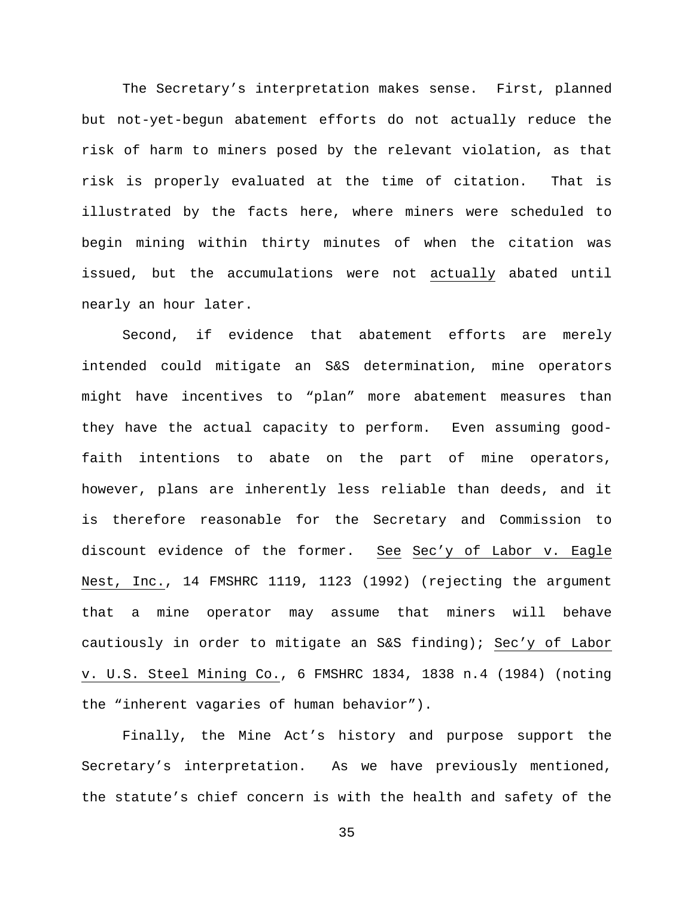The Secretary's interpretation makes sense. First, planned but not-yet-begun abatement efforts do not actually reduce the risk of harm to miners posed by the relevant violation, as that risk is properly evaluated at the time of citation. That is illustrated by the facts here, where miners were scheduled to begin mining within thirty minutes of when the citation was issued, but the accumulations were not <u>actually</u> abated until nearly an hour later.

Second, if evidence that abatement efforts are merely intended could mitigate an S&S determination, mine operators might have incentives to "plan" more abatement measures than they have the actual capacity to perform. Even assuming good-faith intentions to abate on the part of mine operators, however, plans are inherently less reliable than deeds, and it is therefore reasonable for the Secretary and Commission to discount evidence of the former. <u>See</u> <u>Sec'y of Labor v. Eagle Nest, Inc.</u>, 14 FMSHRC 1119, 1123 (1992) (rejecting the argument that a mine operator may assume that miners will behave cautiously in order to mitigate an S&S finding); <u>Sec'y of Labor v. U.S. Steel Mining Co.</u>, 6 FMSHRC 1834, 1838 n.4 (1984) (noting the "inherent vagaries of human behavior").

Finally, the Mine Act's history and purpose support the Secretary's interpretation. As we have previously mentioned, the statute's chief concern is with the health and safety of the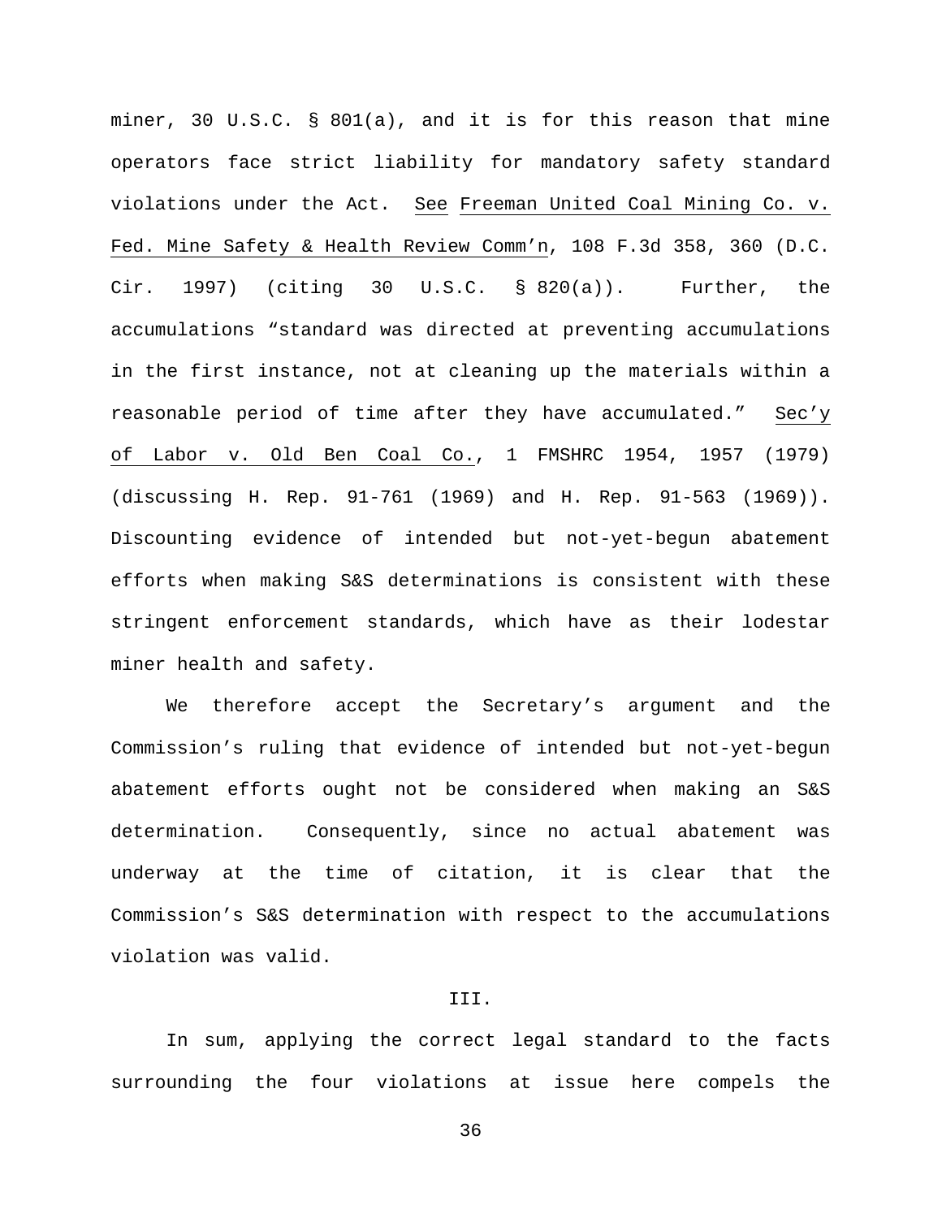miner, 30 U.S.C. § 801(a), and it is for this reason that mine operators face strict liability for mandatory safety standard violations under the Act. _See_ _Freeman United Coal Mining Co. v. Fed. Mine Safety & Health Review Comm'n_, 108 F.3d 358, 360 (D.C. Cir. 1997) (citing 30 U.S.C. § 820(a)). Further, the accumulations "standard was directed at preventing accumulations in the first instance, not at cleaning up the materials within a reasonable period of time after they have accumulated." _Sec'y of Labor v. Old Ben Coal Co._, 1 FMSHRC 1954, 1957 (1979) (discussing H. Rep. 91-761 (1969) and H. Rep. 91-563 (1969)). Discounting evidence of intended but not-yet-begun abatement efforts when making S&S determinations is consistent with these stringent enforcement standards, which have as their lodestar miner health and safety.

We therefore accept the Secretary's argument and the Commission's ruling that evidence of intended but not-yet-begun abatement efforts ought not be considered when making an S&S determination. Consequently, since no actual abatement was underway at the time of citation, it is clear that the Commission's S&S determination with respect to the accumulations violation was valid.

## III.

In sum, applying the correct legal standard to the facts surrounding the four violations at issue here compels the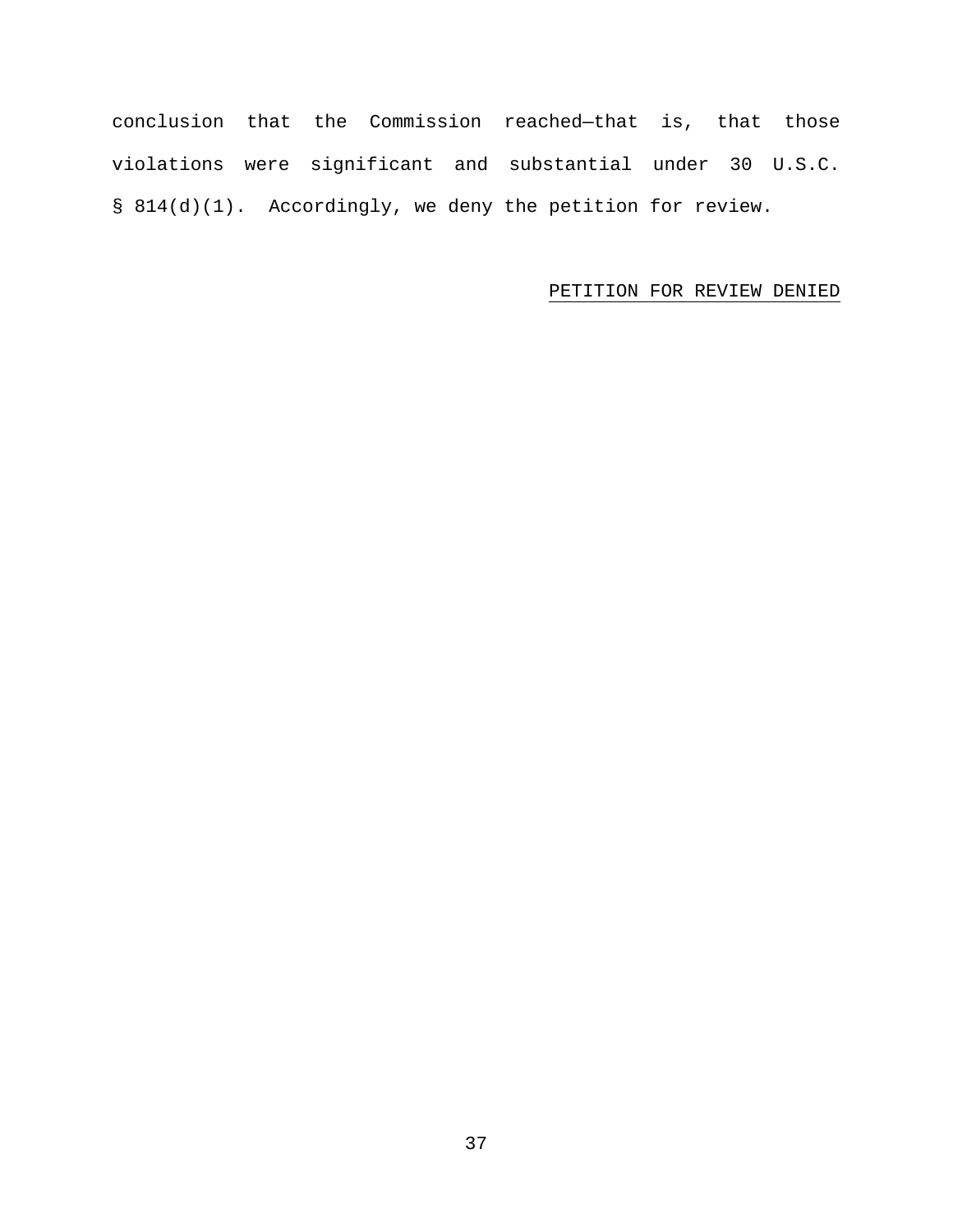conclusion that the Commission reached—that is, that those violations were significant and substantial under 30 U.S.C. § 814(d)(1). Accordingly, we deny the petition for review.

<u>PETITION FOR REVIEW DENIED</u>